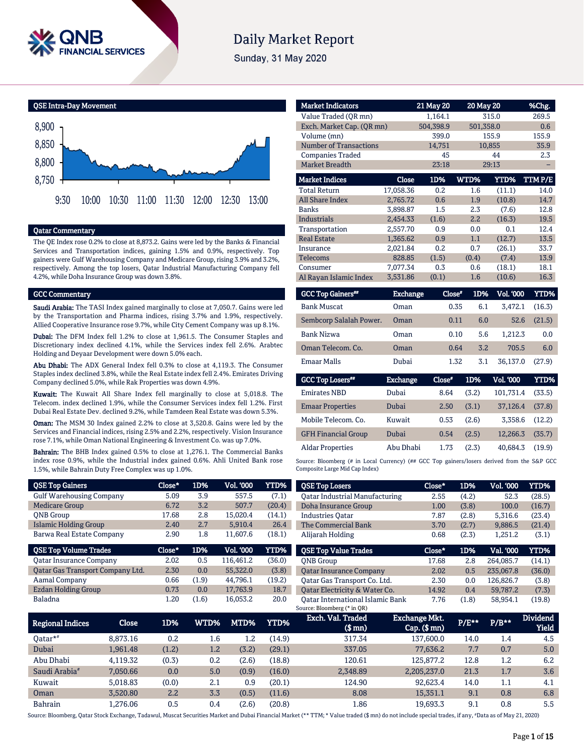# Daily Market Report

Sunday, 31 May 2020

## QSE Intra-Day Movement

## Qatar Commentary

The QE Index rose 0.2% to close at 8,873.2. Gains were led by the Banks & Financial Services and Transportation indices, gaining 1.5% and 0.9%, respectively. Top gainers were Gulf Warehousing Company and Medicare Group, rising 3.9% and 3.2%, respectively. Among the top losers, Qatar Industrial Manufacturing Company fell 4.2%, while Doha Insurance Group was down 3.8%.

## GCC Commentary

**Saudi Arabia:** The TASI Index gained marginally to close at 7,050.7. Gains were led by the Transportation and Pharma indices, rising 3.7% and 1.9%, respectively. Allied Cooperative Insurance rose 9.7%, while City Cement Company was up 8.1%.

**Dubai:** The DFM Index fell 1.2% to close at 1,961.5. The Consumer Staples and Discretionary index declined 4.1%, while the Services index fell 2.6%. Arabtec Holding and Deyaar Development were down 5.0% each.

**Abu Dhabi:** The ADX General Index fell 0.3% to close at 4,119.3. The Consumer Staples index declined 3.8%, while the Real Estate index fell 2.4%. Emirates Driving Company declined 5.0%, while Rak Properties was down 4.9%.

**Kuwait:** The Kuwait All Share Index fell marginally to close at 5,018.8. The Telecom. index declined 1.9%, while the Consumer Services index fell 1.2%. First Dubai Real Estate Dev. declined 9.2%, while Tamdeen Real Estate was down 5.3%.

**Oman:** The MSM 30 Index gained 2.2% to close at 3,520.8. Gains were led by the Services and Financial indices, rising 2.5% and 2.2%, respectively. Vision Insurance rose 7.1%, while Oman National Engineering & Investment Co. was up 7.0%.

**Bahrain:** The BHB Index gained 0.5% to close at 1,276.1. The Commercial Banks index rose 0.9%, while the Industrial index gained 0.6%. Ahli United Bank rose 1.5%, while Bahrain Duty Free Complex was up 1.0%.

| Market Indicators | 21 May 20 | 20 May 20 | %Chg. |
|---|---|---|---|
| Value Traded (QR mn) | 1,164.1 | 315.0 | 269.5 |
| Exch. Market Cap. (QR mn) | 504,398.9 | 501,358.0 | 0.6 |
| Volume (mn) | 399.0 | 155.9 | 155.9 |
| Number of Transactions | 14,751 | 10,855 | 35.9 |
| Companies Traded | 45 | 44 | 2.3 |
| Market Breadth | 23:18 | 29:13 | – |

| Market Indices | Close | 1D% | WTD% | YTD% | TTM P/E |
|---|---|---|---|---|---|
| Total Return | 17,058.36 | 0.2 | 1.6 | (11.1) | 14.0 |
| All Share Index | 2,765.72 | 0.6 | 1.9 | (10.8) | 14.7 |
| Banks | 3,898.87 | 1.5 | 2.3 | (7.6) | 12.8 |
| Industrials | 2,454.33 | (1.6) | 2.2 | (16.3) | 19.5 |
| Transportation | 2,557.70 | 0.9 | 0.0 | 0.1 | 12.4 |
| Real Estate | 1,365.62 | 0.9 | 1.1 | (12.7) | 13.5 |
| Insurance | 2,021.84 | 0.2 | 0.7 | (26.1) | 33.7 |
| Telecoms | 828.85 | (1.5) | (0.4) | (7.4) | 13.9 |
| Consumer | 7,077.34 | 0.3 | 0.6 | (18.1) | 18.1 |
| Al Rayan Islamic Index | 3,531.86 | (0.1) | 1.6 | (10.6) | 16.3 |

| GCC Top Gainers## | Exchange | Close# | 1D% | Vol. '000 | YTD% |
|---|---|---|---|---|---|
| Bank Muscat | Oman | 0.35 | 6.1 | 3,472.1 | (16.3) |
| Sembcorp Salalah Power. | Oman | 0.11 | 6.0 | 52.6 | (21.5) |
| Bank Nizwa | Oman | 0.10 | 5.6 | 1,212.3 | 0.0 |
| Oman Telecom. Co. | Oman | 0.64 | 3.2 | 705.5 | 6.0 |
| Emaar Malls | Dubai | 1.32 | 3.1 | 36,137.0 | (27.9) |

| GCC Top Losers## | Exchange | Close# | 1D% | Vol. '000 | YTD% |
|---|---|---|---|---|---|
| Emirates NBD | Dubai | 8.64 | (3.2) | 101,731.4 | (33.5) |
| Emaar Properties | Dubai | 2.50 | (3.1) | 37,126.4 | (37.8) |
| Mobile Telecom. Co. | Kuwait | 0.53 | (2.6) | 3,358.6 | (12.2) |
| GFH Financial Group | Dubai | 0.54 | (2.5) | 12,266.3 | (35.7) |
| Aldar Properties | Abu Dhabi | 1.73 | (2.3) | 40,684.3 | (19.9) |

Source: Bloomberg (# in Local Currency) (## GCC Top gainers/losers derived from the S&P GCC Composite Large Mid Cap Index)

| QSE Top Gainers | Close* | 1D% | Vol. '000 | YTD% |
|---|---|---|---|---|
| Gulf Warehousing Company | 5.09 | 3.9 | 557.5 | (7.1) |
| Medicare Group | 6.72 | 3.2 | 507.7 | (20.4) |
| QNB Group | 17.68 | 2.8 | 15,020.4 | (14.1) |
| Islamic Holding Group | 2.40 | 2.7 | 5,910.4 | 26.4 |
| Barwa Real Estate Company | 2.90 | 1.8 | 11,607.6 | (18.1) |

| QSE Top Volume Trades | Close* | 1D% | Vol. '000 | YTD% |
|---|---|---|---|---|
| Qatar Insurance Company | 2.02 | 0.5 | 116,461.2 | (36.0) |
| Qatar Gas Transport Company Ltd. | 2.30 | 0.0 | 55,322.0 | (3.8) |
| Aamal Company | 0.66 | (1.9) | 44,796.1 | (19.2) |
| Ezdan Holding Group | 0.73 | 0.0 | 17,763.9 | 18.7 |
| Baladna | 1.20 | (1.6) | 16,053.2 | 20.0 |

| QSE Top Losers | Close* | 1D% | Vol. '000 | YTD% |
|---|---|---|---|---|
| Qatar Industrial Manufacturing | 2.55 | (4.2) | 52.3 | (28.5) |
| Doha Insurance Group | 1.00 | (3.8) | 100.0 | (16.7) |
| Industries Qatar | 7.87 | (2.8) | 5,316.6 | (23.4) |
| The Commercial Bank | 3.70 | (2.7) | 9,886.5 | (21.4) |
| Alijarah Holding | 0.68 | (2.3) | 1,251.2 | (3.1) |

| QSE Top Value Trades | Close* | 1D% | Val. '000 | YTD% |
|---|---|---|---|---|
| QNB Group | 17.68 | 2.8 | 264,085.7 | (14.1) |
| Qatar Insurance Company | 2.02 | 0.5 | 235,067.8 | (36.0) |
| Qatar Gas Transport Co. Ltd. | 2.30 | 0.0 | 126,826.7 | (3.8) |
| Qatar Electricity & Water Co. | 14.92 | 0.4 | 59,787.2 | (7.3) |
| Qatar International Islamic Bank | 7.76 | (1.8) | 58,954.1 | (19.8) |

Source: Bloomberg (* in QR)

| Regional Indices | Close | 1D% | WTD% | MTD% | YTD% | Exch. Val. Traded ($ mn) | Exchange Mkt. Cap. ($ mn) | P/E** | P/B** | Dividend Yield |
|---|---|---|---|---|---|---|---|---|---|---|
| Qatar*# | 8,873.16 | 0.2 | 1.6 | 1.2 | (14.9) | 317.34 | 137,600.0 | 14.0 | 1.4 | 4.5 |
| Dubai | 1,961.48 | (1.2) | 1.2 | (3.2) | (29.1) | 337.05 | 77,636.2 | 7.7 | 0.7 | 5.0 |
| Abu Dhabi | 4,119.32 | (0.3) | 0.2 | (2.6) | (18.8) | 120.61 | 125,877.2 | 12.8 | 1.2 | 6.2 |
| Saudi Arabia# | 7,050.66 | 0.0 | 5.0 | (0.9) | (16.0) | 2,348.89 | 2,205,237.0 | 21.3 | 1.7 | 3.6 |
| Kuwait | 5,018.83 | (0.0) | 2.1 | 0.9 | (20.1) | 124.90 | 92,623.4 | 14.0 | 1.1 | 4.1 |
| Oman | 3,520.80 | 2.2 | 3.3 | (0.5) | (11.6) | 8.08 | 15,351.1 | 9.1 | 0.8 | 6.8 |
| Bahrain | 1,276.06 | 0.5 | 0.4 | (2.6) | (20.8) | 1.86 | 19,693.3 | 9.1 | 0.8 | 5.5 |

Source: Bloomberg, Qatar Stock Exchange, Tadawul, Muscat Securities Market and Dubai Financial Market (** TTM; * Value traded ($ mn) do not include special trades, if any, #Data as of May 21, 2020)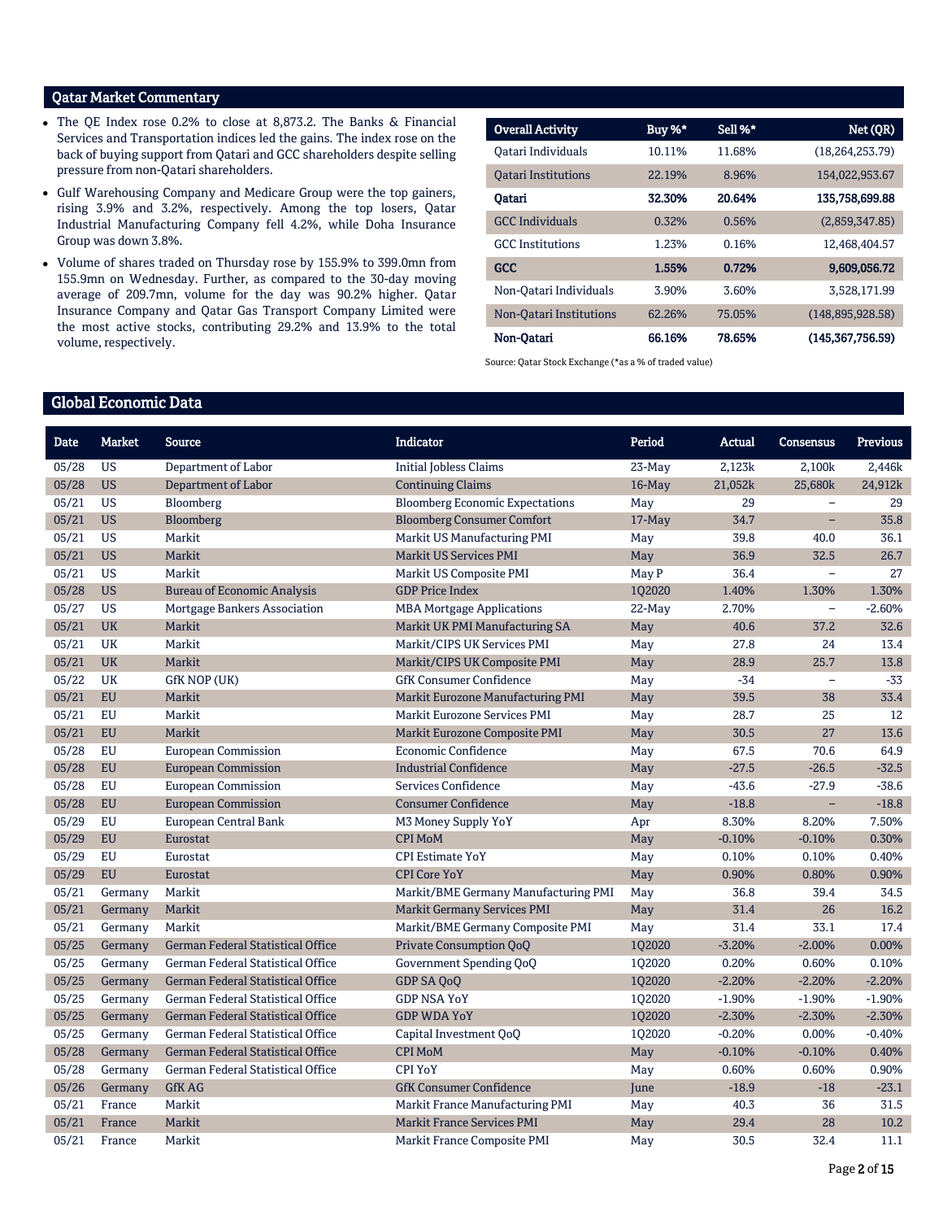## Qatar Market Commentary

- The QE Index rose 0.2% to close at 8,873.2. The Banks & Financial Services and Transportation indices led the gains. The index rose on the back of buying support from Qatari and GCC shareholders despite selling pressure from non-Qatari shareholders.
- Gulf Warehousing Company and Medicare Group were the top gainers, rising 3.9% and 3.2%, respectively. Among the top losers, Qatar Industrial Manufacturing Company fell 4.2%, while Doha Insurance Group was down 3.8%.
- Volume of shares traded on Thursday rose by 155.9% to 399.0mn from 155.9mn on Wednesday. Further, as compared to the 30-day moving average of 209.7mn, volume for the day was 90.2% higher. Qatar Insurance Company and Qatar Gas Transport Company Limited were the most active stocks, contributing 29.2% and 13.9% to the total volume, respectively.

| Overall Activity | Buy %* | Sell %* | Net (QR) |
|---|---|---|---|
| Qatari Individuals | 10.11% | 11.68% | (18,264,253.79) |
| Qatari Institutions | 22.19% | 8.96% | 154,022,953.67 |
| **Qatari** | **32.30%** | **20.64%** | **135,758,699.88** |
| GCC Individuals | 0.32% | 0.56% | (2,859,347.85) |
| GCC Institutions | 1.23% | 0.16% | 12,468,404.57 |
| **GCC** | **1.55%** | **0.72%** | **9,609,056.72** |
| Non-Qatari Individuals | 3.90% | 3.60% | 3,528,171.99 |
| Non-Qatari Institutions | 62.26% | 75.05% | (148,895,928.58) |
| **Non-Qatari** | **66.16%** | **78.65%** | **(145,367,756.59)** |

Source: Qatar Stock Exchange (*as a % of traded value)

## Global Economic Data

| Date | Market | Source | Indicator | Period | Actual | Consensus | Previous |
|---|---|---|---|---|---|---|---|
| 05/28 | US | Department of Labor | Initial Jobless Claims | 23-May | 2,123k | 2,100k | 2,446k |
| 05/28 | US | Department of Labor | Continuing Claims | 16-May | 21,052k | 25,680k | 24,912k |
| 05/21 | US | Bloomberg | Bloomberg Economic Expectations | May | 29 | – | 29 |
| 05/21 | US | Bloomberg | Bloomberg Consumer Comfort | 17-May | 34.7 | – | 35.8 |
| 05/21 | US | Markit | Markit US Manufacturing PMI | May | 39.8 | 40.0 | 36.1 |
| 05/21 | US | Markit | Markit US Services PMI | May | 36.9 | 32.5 | 26.7 |
| 05/21 | US | Markit | Markit US Composite PMI | May P | 36.4 | – | 27 |
| 05/28 | US | Bureau of Economic Analysis | GDP Price Index | 1Q2020 | 1.40% | 1.30% | 1.30% |
| 05/27 | US | Mortgage Bankers Association | MBA Mortgage Applications | 22-May | 2.70% | – | -2.60% |
| 05/21 | UK | Markit | Markit UK PMI Manufacturing SA | May | 40.6 | 37.2 | 32.6 |
| 05/21 | UK | Markit | Markit/CIPS UK Services PMI | May | 27.8 | 24 | 13.4 |
| 05/21 | UK | Markit | Markit/CIPS UK Composite PMI | May | 28.9 | 25.7 | 13.8 |
| 05/22 | UK | GfK NOP (UK) | GfK Consumer Confidence | May | -34 | – | -33 |
| 05/21 | EU | Markit | Markit Eurozone Manufacturing PMI | May | 39.5 | 38 | 33.4 |
| 05/21 | EU | Markit | Markit Eurozone Services PMI | May | 28.7 | 25 | 12 |
| 05/21 | EU | Markit | Markit Eurozone Composite PMI | May | 30.5 | 27 | 13.6 |
| 05/28 | EU | European Commission | Economic Confidence | May | 67.5 | 70.6 | 64.9 |
| 05/28 | EU | European Commission | Industrial Confidence | May | -27.5 | -26.5 | -32.5 |
| 05/28 | EU | European Commission | Services Confidence | May | -43.6 | -27.9 | -38.6 |
| 05/28 | EU | European Commission | Consumer Confidence | May | -18.8 | – | -18.8 |
| 05/29 | EU | European Central Bank | M3 Money Supply YoY | Apr | 8.30% | 8.20% | 7.50% |
| 05/29 | EU | Eurostat | CPI MoM | May | -0.10% | -0.10% | 0.30% |
| 05/29 | EU | Eurostat | CPI Estimate YoY | May | 0.10% | 0.10% | 0.40% |
| 05/29 | EU | Eurostat | CPI Core YoY | May | 0.90% | 0.80% | 0.90% |
| 05/21 | Germany | Markit | Markit/BME Germany Manufacturing PMI | May | 36.8 | 39.4 | 34.5 |
| 05/21 | Germany | Markit | Markit Germany Services PMI | May | 31.4 | 26 | 16.2 |
| 05/21 | Germany | Markit | Markit/BME Germany Composite PMI | May | 31.4 | 33.1 | 17.4 |
| 05/25 | Germany | German Federal Statistical Office | Private Consumption QoQ | 1Q2020 | -3.20% | -2.00% | 0.00% |
| 05/25 | Germany | German Federal Statistical Office | Government Spending QoQ | 1Q2020 | 0.20% | 0.60% | 0.10% |
| 05/25 | Germany | German Federal Statistical Office | GDP SA QoQ | 1Q2020 | -2.20% | -2.20% | -2.20% |
| 05/25 | Germany | German Federal Statistical Office | GDP NSA YoY | 1Q2020 | -1.90% | -1.90% | -1.90% |
| 05/25 | Germany | German Federal Statistical Office | GDP WDA YoY | 1Q2020 | -2.30% | -2.30% | -2.30% |
| 05/25 | Germany | German Federal Statistical Office | Capital Investment QoQ | 1Q2020 | -0.20% | 0.00% | -0.40% |
| 05/28 | Germany | German Federal Statistical Office | CPI MoM | May | -0.10% | -0.10% | 0.40% |
| 05/28 | Germany | German Federal Statistical Office | CPI YoY | May | 0.60% | 0.60% | 0.90% |
| 05/26 | Germany | GfK AG | GfK Consumer Confidence | June | -18.9 | -18 | -23.1 |
| 05/21 | France | Markit | Markit France Manufacturing PMI | May | 40.3 | 36 | 31.5 |
| 05/21 | France | Markit | Markit France Services PMI | May | 29.4 | 28 | 10.2 |
| 05/21 | France | Markit | Markit France Composite PMI | May | 30.5 | 32.4 | 11.1 |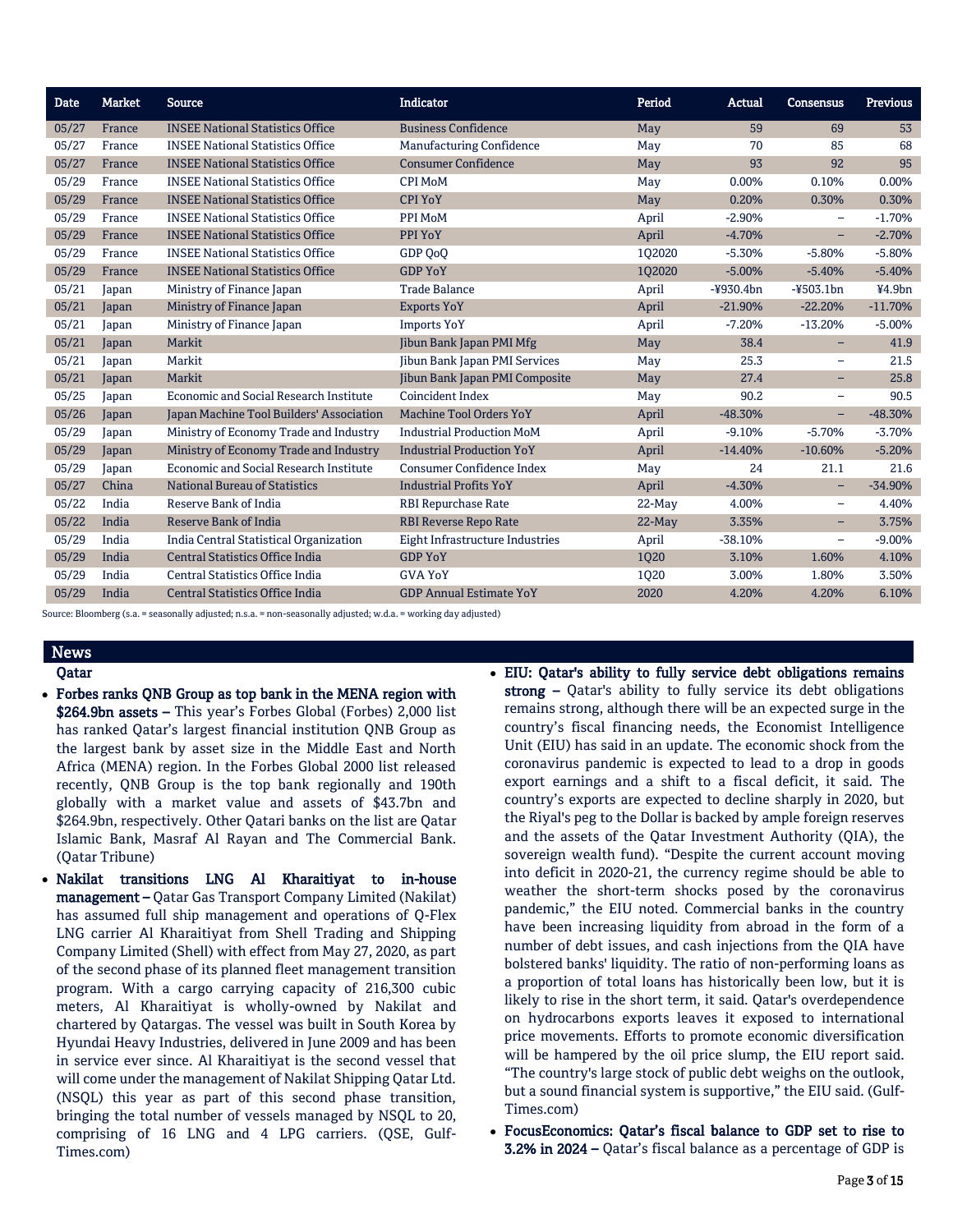| Date | Market | Source | Indicator | Period | Actual | Consensus | Previous |
|---|---|---|---|---|---|---|---|
| 05/27 | France | INSEE National Statistics Office | Business Confidence | May | 59 | 69 | 53 |
| 05/27 | France | INSEE National Statistics Office | Manufacturing Confidence | May | 70 | 85 | 68 |
| 05/27 | France | INSEE National Statistics Office | Consumer Confidence | May | 93 | 92 | 95 |
| 05/29 | France | INSEE National Statistics Office | CPI MoM | May | 0.00% | 0.10% | 0.00% |
| 05/29 | France | INSEE National Statistics Office | CPI YoY | May | 0.20% | 0.30% | 0.30% |
| 05/29 | France | INSEE National Statistics Office | PPI MoM | April | -2.90% | – | -1.70% |
| 05/29 | France | INSEE National Statistics Office | PPI YoY | April | -4.70% | – | -2.70% |
| 05/29 | France | INSEE National Statistics Office | GDP QoQ | 1Q2020 | -5.30% | -5.80% | -5.80% |
| 05/29 | France | INSEE National Statistics Office | GDP YoY | 1Q2020 | -5.00% | -5.40% | -5.40% |
| 05/21 | Japan | Ministry of Finance Japan | Trade Balance | April | -¥930.4bn | -¥503.1bn | ¥4.9bn |
| 05/21 | Japan | Ministry of Finance Japan | Exports YoY | April | -21.90% | -22.20% | -11.70% |
| 05/21 | Japan | Ministry of Finance Japan | Imports YoY | April | -7.20% | -13.20% | -5.00% |
| 05/21 | Japan | Markit | Jibun Bank Japan PMI Mfg | May | 38.4 | – | 41.9 |
| 05/21 | Japan | Markit | Jibun Bank Japan PMI Services | May | 25.3 | – | 21.5 |
| 05/21 | Japan | Markit | Jibun Bank Japan PMI Composite | May | 27.4 | – | 25.8 |
| 05/25 | Japan | Economic and Social Research Institute | Coincident Index | May | 90.2 | – | 90.5 |
| 05/26 | Japan | Japan Machine Tool Builders' Association | Machine Tool Orders YoY | April | -48.30% | – | -48.30% |
| 05/29 | Japan | Ministry of Economy Trade and Industry | Industrial Production MoM | April | -9.10% | -5.70% | -3.70% |
| 05/29 | Japan | Ministry of Economy Trade and Industry | Industrial Production YoY | April | -14.40% | -10.60% | -5.20% |
| 05/29 | Japan | Economic and Social Research Institute | Consumer Confidence Index | May | 24 | 21.1 | 21.6 |
| 05/27 | China | National Bureau of Statistics | Industrial Profits YoY | April | -4.30% | – | -34.90% |
| 05/22 | India | Reserve Bank of India | RBI Repurchase Rate | 22-May | 4.00% | – | 4.40% |
| 05/22 | India | Reserve Bank of India | RBI Reverse Repo Rate | 22-May | 3.35% | – | 3.75% |
| 05/29 | India | India Central Statistical Organization | Eight Infrastructure Industries | April | -38.10% | – | -9.00% |
| 05/29 | India | Central Statistics Office India | GDP YoY | 1Q20 | 3.10% | 1.60% | 4.10% |
| 05/29 | India | Central Statistics Office India | GVA YoY | 1Q20 | 3.00% | 1.80% | 3.50% |
| 05/29 | India | Central Statistics Office India | GDP Annual Estimate YoY | 2020 | 4.20% | 4.20% | 6.10% |

Source: Bloomberg (s.a. = seasonally adjusted; n.s.a. = non-seasonally adjusted; w.d.a. = working day adjusted)

## News

### Qatar

- **Forbes ranks QNB Group as top bank in the MENA region with $264.9bn assets –** This year's Forbes Global (Forbes) 2,000 list has ranked Qatar's largest financial institution QNB Group as the largest bank by asset size in the Middle East and North Africa (MENA) region. In the Forbes Global 2000 list released recently, QNB Group is the top bank regionally and 190th globally with a market value and assets of $43.7bn and $264.9bn, respectively. Other Qatari banks on the list are Qatar Islamic Bank, Masraf Al Rayan and The Commercial Bank. (Qatar Tribune)
- **Nakilat transitions LNG Al Kharaitiyat to in-house management –** Qatar Gas Transport Company Limited (Nakilat) has assumed full ship management and operations of Q-Flex LNG carrier Al Kharaitiyat from Shell Trading and Shipping Company Limited (Shell) with effect from May 27, 2020, as part of the second phase of its planned fleet management transition program. With a cargo carrying capacity of 216,300 cubic meters, Al Kharaitiyat is wholly-owned by Nakilat and chartered by Qatargas. The vessel was built in South Korea by Hyundai Heavy Industries, delivered in June 2009 and has been in service ever since. Al Kharaitiyat is the second vessel that will come under the management of Nakilat Shipping Qatar Ltd. (NSQL) this year as part of this second phase transition, bringing the total number of vessels managed by NSQL to 20, comprising of 16 LNG and 4 LPG carriers. (QSE, Gulf-Times.com)
- **EIU: Qatar's ability to fully service debt obligations remains strong –** Qatar's ability to fully service its debt obligations remains strong, although there will be an expected surge in the country's fiscal financing needs, the Economist Intelligence Unit (EIU) has said in an update. The economic shock from the coronavirus pandemic is expected to lead to a drop in goods export earnings and a shift to a fiscal deficit, it said. The country's exports are expected to decline sharply in 2020, but the Riyal's peg to the Dollar is backed by ample foreign reserves and the assets of the Qatar Investment Authority (QIA), the sovereign wealth fund). "Despite the current account moving into deficit in 2020-21, the currency regime should be able to weather the short-term shocks posed by the coronavirus pandemic," the EIU noted. Commercial banks in the country have been increasing liquidity from abroad in the form of a number of debt issues, and cash injections from the QIA have bolstered banks' liquidity. The ratio of non-performing loans as a proportion of total loans has historically been low, but it is likely to rise in the short term, it said. Qatar's overdependence on hydrocarbons exports leaves it exposed to international price movements. Efforts to promote economic diversification will be hampered by the oil price slump, the EIU report said. "The country's large stock of public debt weighs on the outlook, but a sound financial system is supportive," the EIU said. (Gulf-Times.com)
- **FocusEconomics: Qatar's fiscal balance to GDP set to rise to 3.2% in 2024 –** Qatar's fiscal balance as a percentage of GDP is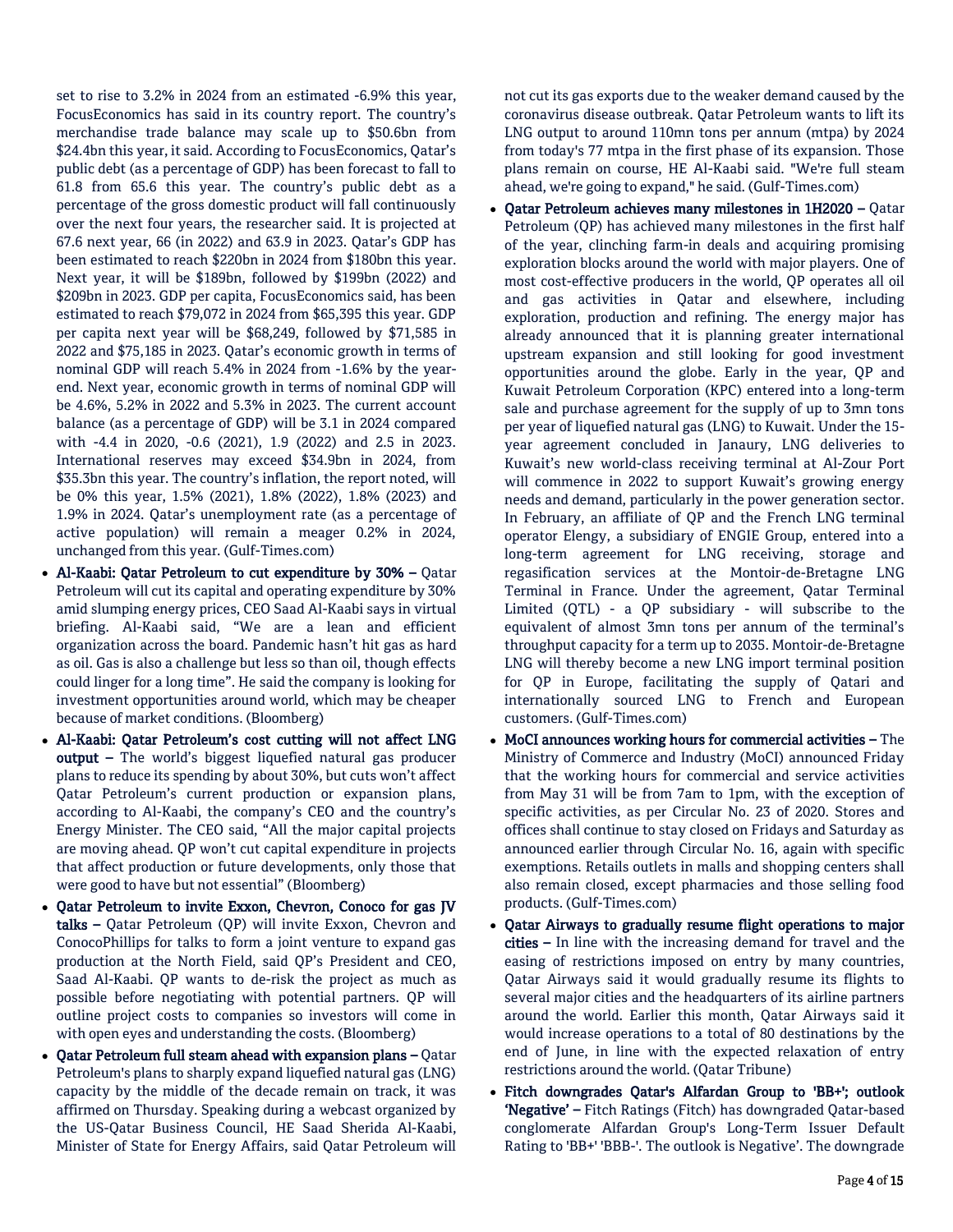set to rise to 3.2% in 2024 from an estimated -6.9% this year, FocusEconomics has said in its country report. The country's merchandise trade balance may scale up to $50.6bn from $24.4bn this year, it said. According to FocusEconomics, Qatar's public debt (as a percentage of GDP) has been forecast to fall to 61.8 from 65.6 this year. The country's public debt as a percentage of the gross domestic product will fall continuously over the next four years, the researcher said. It is projected at 67.6 next year, 66 (in 2022) and 63.9 in 2023. Qatar's GDP has been estimated to reach $220bn in 2024 from $180bn this year. Next year, it will be $189bn, followed by $199bn (2022) and $209bn in 2023. GDP per capita, FocusEconomics said, has been estimated to reach $79,072 in 2024 from $65,395 this year. GDP per capita next year will be $68,249, followed by $71,585 in 2022 and $75,185 in 2023. Qatar's economic growth in terms of nominal GDP will reach 5.4% in 2024 from -1.6% by the year-end. Next year, economic growth in terms of nominal GDP will be 4.6%, 5.2% in 2022 and 5.3% in 2023. The current account balance (as a percentage of GDP) will be 3.1 in 2024 compared with -4.4 in 2020, -0.6 (2021), 1.9 (2022) and 2.5 in 2023. International reserves may exceed $34.9bn in 2024, from $35.3bn this year. The country's inflation, the report noted, will be 0% this year, 1.5% (2021), 1.8% (2022), 1.8% (2023) and 1.9% in 2024. Qatar's unemployment rate (as a percentage of active population) will remain a meager 0.2% in 2024, unchanged from this year. (Gulf-Times.com)

- **Al-Kaabi: Qatar Petroleum to cut expenditure by 30% –** Qatar Petroleum will cut its capital and operating expenditure by 30% amid slumping energy prices, CEO Saad Al-Kaabi says in virtual briefing. Al-Kaabi said, "We are a lean and efficient organization across the board. Pandemic hasn't hit gas as hard as oil. Gas is also a challenge but less so than oil, though effects could linger for a long time". He said the company is looking for investment opportunities around world, which may be cheaper because of market conditions. (Bloomberg)
- **Al-Kaabi: Qatar Petroleum's cost cutting will not affect LNG output –** The world's biggest liquefied natural gas producer plans to reduce its spending by about 30%, but cuts won't affect Qatar Petroleum's current production or expansion plans, according to Al-Kaabi, the company's CEO and the country's Energy Minister. The CEO said, "All the major capital projects are moving ahead. QP won't cut capital expenditure in projects that affect production or future developments, only those that were good to have but not essential" (Bloomberg)
- **Qatar Petroleum to invite Exxon, Chevron, Conoco for gas JV talks –** Qatar Petroleum (QP) will invite Exxon, Chevron and ConocoPhillips for talks to form a joint venture to expand gas production at the North Field, said QP's President and CEO, Saad Al-Kaabi. QP wants to de-risk the project as much as possible before negotiating with potential partners. QP will outline project costs to companies so investors will come in with open eyes and understanding the costs. (Bloomberg)
- **Qatar Petroleum full steam ahead with expansion plans –** Qatar Petroleum's plans to sharply expand liquefied natural gas (LNG) capacity by the middle of the decade remain on track, it was affirmed on Thursday. Speaking during a webcast organized by the US-Qatar Business Council, HE Saad Sherida Al-Kaabi, Minister of State for Energy Affairs, said Qatar Petroleum will not cut its gas exports due to the weaker demand caused by the coronavirus disease outbreak. Qatar Petroleum wants to lift its LNG output to around 110mn tons per annum (mtpa) by 2024 from today's 77 mtpa in the first phase of its expansion. Those plans remain on course, HE Al-Kaabi said. "We're full steam ahead, we're going to expand," he said. (Gulf-Times.com)
- **Qatar Petroleum achieves many milestones in 1H2020 –** Qatar Petroleum (QP) has achieved many milestones in the first half of the year, clinching farm-in deals and acquiring promising exploration blocks around the world with major players. One of most cost-effective producers in the world, QP operates all oil and gas activities in Qatar and elsewhere, including exploration, production and refining. The energy major has already announced that it is planning greater international upstream expansion and still looking for good investment opportunities around the globe. Early in the year, QP and Kuwait Petroleum Corporation (KPC) entered into a long-term sale and purchase agreement for the supply of up to 3mn tons per year of liquefied natural gas (LNG) to Kuwait. Under the 15-year agreement concluded in Janaury, LNG deliveries to Kuwait's new world-class receiving terminal at Al-Zour Port will commence in 2022 to support Kuwait's growing energy needs and demand, particularly in the power generation sector. In February, an affiliate of QP and the French LNG terminal operator Elengy, a subsidiary of ENGIE Group, entered into a long-term agreement for LNG receiving, storage and regasification services at the Montoir-de-Bretagne LNG Terminal in France. Under the agreement, Qatar Terminal Limited (QTL) - a QP subsidiary - will subscribe to the equivalent of almost 3mn tons per annum of the terminal's throughput capacity for a term up to 2035. Montoir-de-Bretagne LNG will thereby become a new LNG import terminal position for QP in Europe, facilitating the supply of Qatari and internationally sourced LNG to French and European customers. (Gulf-Times.com)
- **MoCI announces working hours for commercial activities –** The Ministry of Commerce and Industry (MoCI) announced Friday that the working hours for commercial and service activities from May 31 will be from 7am to 1pm, with the exception of specific activities, as per Circular No. 23 of 2020. Stores and offices shall continue to stay closed on Fridays and Saturday as announced earlier through Circular No. 16, again with specific exemptions. Retails outlets in malls and shopping centers shall also remain closed, except pharmacies and those selling food products. (Gulf-Times.com)
- **Qatar Airways to gradually resume flight operations to major cities –** In line with the increasing demand for travel and the easing of restrictions imposed on entry by many countries, Qatar Airways said it would gradually resume its flights to several major cities and the headquarters of its airline partners around the world. Earlier this month, Qatar Airways said it would increase operations to a total of 80 destinations by the end of June, in line with the expected relaxation of entry restrictions around the world. (Qatar Tribune)
- **Fitch downgrades Qatar's Alfardan Group to 'BB+'; outlook 'Negative' –** Fitch Ratings (Fitch) has downgraded Qatar-based conglomerate Alfardan Group's Long-Term Issuer Default Rating to 'BB+' 'BBB-'. The outlook is Negative'. The downgrade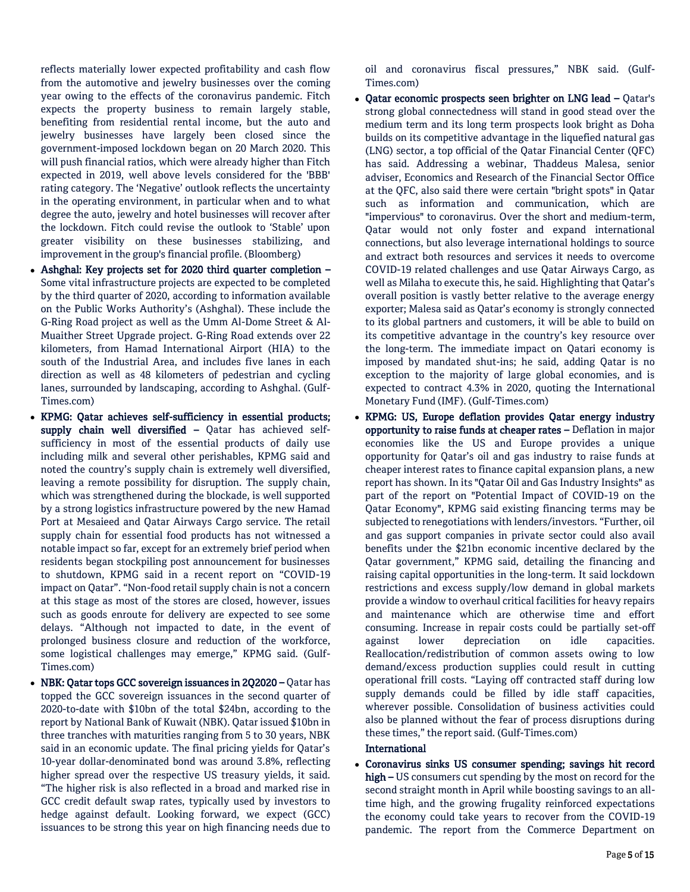reflects materially lower expected profitability and cash flow from the automotive and jewelry businesses over the coming year owing to the effects of the coronavirus pandemic. Fitch expects the property business to remain largely stable, benefiting from residential rental income, but the auto and jewelry businesses have largely been closed since the government-imposed lockdown began on 20 March 2020. This will push financial ratios, which were already higher than Fitch expected in 2019, well above levels considered for the 'BBB' rating category. The 'Negative' outlook reflects the uncertainty in the operating environment, in particular when and to what degree the auto, jewelry and hotel businesses will recover after the lockdown. Fitch could revise the outlook to 'Stable' upon greater visibility on these businesses stabilizing, and improvement in the group's financial profile. (Bloomberg)

- **Ashghal: Key projects set for 2020 third quarter completion –** Some vital infrastructure projects are expected to be completed by the third quarter of 2020, according to information available on the Public Works Authority's (Ashghal). These include the G-Ring Road project as well as the Umm Al-Dome Street & Al-Muaither Street Upgrade project. G-Ring Road extends over 22 kilometers, from Hamad International Airport (HIA) to the south of the Industrial Area, and includes five lanes in each direction as well as 48 kilometers of pedestrian and cycling lanes, surrounded by landscaping, according to Ashghal. (Gulf-Times.com)
- **KPMG: Qatar achieves self-sufficiency in essential products; supply chain well diversified –** Qatar has achieved self-sufficiency in most of the essential products of daily use including milk and several other perishables, KPMG said and noted the country's supply chain is extremely well diversified, leaving a remote possibility for disruption. The supply chain, which was strengthened during the blockade, is well supported by a strong logistics infrastructure powered by the new Hamad Port at Mesaieed and Qatar Airways Cargo service. The retail supply chain for essential food products has not witnessed a notable impact so far, except for an extremely brief period when residents began stockpiling post announcement for businesses to shutdown, KPMG said in a recent report on "COVID-19 impact on Qatar". "Non-food retail supply chain is not a concern at this stage as most of the stores are closed, however, issues such as goods enroute for delivery are expected to see some delays. "Although not impacted to date, in the event of prolonged business closure and reduction of the workforce, some logistical challenges may emerge," KPMG said. (Gulf-Times.com)
- **NBK: Qatar tops GCC sovereign issuances in 2Q2020 –** Qatar has topped the GCC sovereign issuances in the second quarter of 2020-to-date with \$10bn of the total \$24bn, according to the report by National Bank of Kuwait (NBK). Qatar issued \$10bn in three tranches with maturities ranging from 5 to 30 years, NBK said in an economic update. The final pricing yields for Qatar's 10-year dollar-denominated bond was around 3.8%, reflecting higher spread over the respective US treasury yields, it said. "The higher risk is also reflected in a broad and marked rise in GCC credit default swap rates, typically used by investors to hedge against default. Looking forward, we expect (GCC) issuances to be strong this year on high financing needs due to oil and coronavirus fiscal pressures," NBK said. (Gulf-Times.com)
- **Qatar economic prospects seen brighter on LNG lead –** Qatar's strong global connectedness will stand in good stead over the medium term and its long term prospects look bright as Doha builds on its competitive advantage in the liquefied natural gas (LNG) sector, a top official of the Qatar Financial Center (QFC) has said. Addressing a webinar, Thaddeus Malesa, senior adviser, Economics and Research of the Financial Sector Office at the QFC, also said there were certain "bright spots" in Qatar such as information and communication, which are "impervious" to coronavirus. Over the short and medium-term, Qatar would not only foster and expand international connections, but also leverage international holdings to source and extract both resources and services it needs to overcome COVID-19 related challenges and use Qatar Airways Cargo, as well as Milaha to execute this, he said. Highlighting that Qatar's overall position is vastly better relative to the average energy exporter; Malesa said as Qatar's economy is strongly connected to its global partners and customers, it will be able to build on its competitive advantage in the country's key resource over the long-term. The immediate impact on Qatari economy is imposed by mandated shut-ins; he said, adding Qatar is no exception to the majority of large global economies, and is expected to contract 4.3% in 2020, quoting the International Monetary Fund (IMF). (Gulf-Times.com)
- **KPMG: US, Europe deflation provides Qatar energy industry opportunity to raise funds at cheaper rates –** Deflation in major economies like the US and Europe provides a unique opportunity for Qatar's oil and gas industry to raise funds at cheaper interest rates to finance capital expansion plans, a new report has shown. In its "Qatar Oil and Gas Industry Insights" as part of the report on "Potential Impact of COVID-19 on the Qatar Economy", KPMG said existing financing terms may be subjected to renegotiations with lenders/investors. "Further, oil and gas support companies in private sector could also avail benefits under the \$21bn economic incentive declared by the Qatar government," KPMG said, detailing the financing and raising capital opportunities in the long-term. It said lockdown restrictions and excess supply/low demand in global markets provide a window to overhaul critical facilities for heavy repairs and maintenance which are otherwise time and effort consuming. Increase in repair costs could be partially set-off against lower depreciation on idle capacities. Reallocation/redistribution of common assets owing to low demand/excess production supplies could result in cutting operational frill costs. "Laying off contracted staff during low supply demands could be filled by idle staff capacities, wherever possible. Consolidation of business activities could also be planned without the fear of process disruptions during these times," the report said. (Gulf-Times.com)

**International**

- **Coronavirus sinks US consumer spending; savings hit record high –** US consumers cut spending by the most on record for the second straight month in April while boosting savings to an all-time high, and the growing frugality reinforced expectations the economy could take years to recover from the COVID-19 pandemic. The report from the Commerce Department on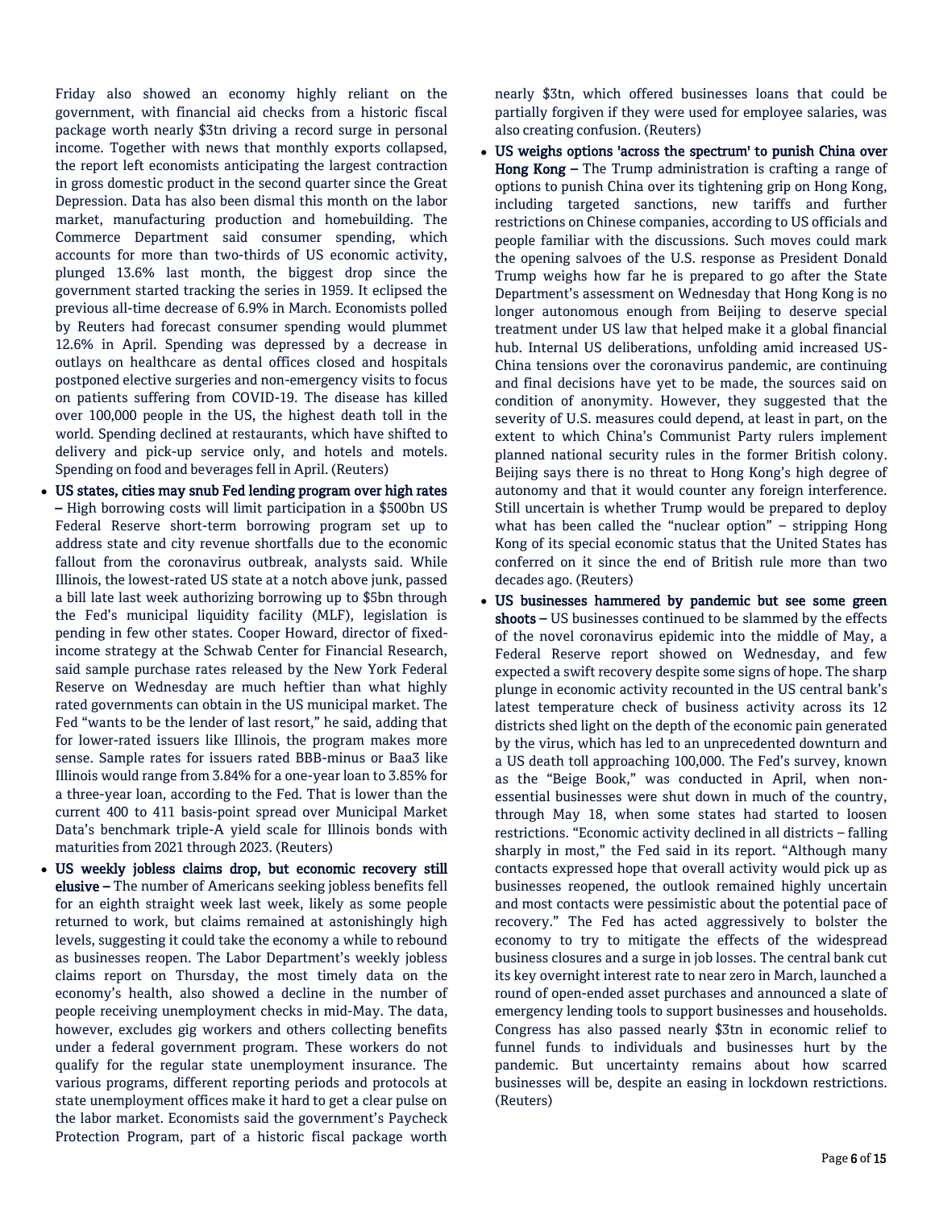Friday also showed an economy highly reliant on the government, with financial aid checks from a historic fiscal package worth nearly $3tn driving a record surge in personal income. Together with news that monthly exports collapsed, the report left economists anticipating the largest contraction in gross domestic product in the second quarter since the Great Depression. Data has also been dismal this month on the labor market, manufacturing production and homebuilding. The Commerce Department said consumer spending, which accounts for more than two-thirds of US economic activity, plunged 13.6% last month, the biggest drop since the government started tracking the series in 1959. It eclipsed the previous all-time decrease of 6.9% in March. Economists polled by Reuters had forecast consumer spending would plummet 12.6% in April. Spending was depressed by a decrease in outlays on healthcare as dental offices closed and hospitals postponed elective surgeries and non-emergency visits to focus on patients suffering from COVID-19. The disease has killed over 100,000 people in the US, the highest death toll in the world. Spending declined at restaurants, which have shifted to delivery and pick-up service only, and hotels and motels. Spending on food and beverages fell in April. (Reuters)

- **US states, cities may snub Fed lending program over high rates –** High borrowing costs will limit participation in a $500bn US Federal Reserve short-term borrowing program set up to address state and city revenue shortfalls due to the economic fallout from the coronavirus outbreak, analysts said. While Illinois, the lowest-rated US state at a notch above junk, passed a bill late last week authorizing borrowing up to $5bn through the Fed's municipal liquidity facility (MLF), legislation is pending in few other states. Cooper Howard, director of fixed-income strategy at the Schwab Center for Financial Research, said sample purchase rates released by the New York Federal Reserve on Wednesday are much heftier than what highly rated governments can obtain in the US municipal market. The Fed "wants to be the lender of last resort," he said, adding that for lower-rated issuers like Illinois, the program makes more sense. Sample rates for issuers rated BBB-minus or Baa3 like Illinois would range from 3.84% for a one-year loan to 3.85% for a three-year loan, according to the Fed. That is lower than the current 400 to 411 basis-point spread over Municipal Market Data's benchmark triple-A yield scale for Illinois bonds with maturities from 2021 through 2023. (Reuters)
- **US weekly jobless claims drop, but economic recovery still elusive –** The number of Americans seeking jobless benefits fell for an eighth straight week last week, likely as some people returned to work, but claims remained at astonishingly high levels, suggesting it could take the economy a while to rebound as businesses reopen. The Labor Department's weekly jobless claims report on Thursday, the most timely data on the economy's health, also showed a decline in the number of people receiving unemployment checks in mid-May. The data, however, excludes gig workers and others collecting benefits under a federal government program. These workers do not qualify for the regular state unemployment insurance. The various programs, different reporting periods and protocols at state unemployment offices make it hard to get a clear pulse on the labor market. Economists said the government's Paycheck Protection Program, part of a historic fiscal package worth nearly $3tn, which offered businesses loans that could be partially forgiven if they were used for employee salaries, was also creating confusion. (Reuters)
- **US weighs options 'across the spectrum' to punish China over Hong Kong –** The Trump administration is crafting a range of options to punish China over its tightening grip on Hong Kong, including targeted sanctions, new tariffs and further restrictions on Chinese companies, according to US officials and people familiar with the discussions. Such moves could mark the opening salvoes of the U.S. response as President Donald Trump weighs how far he is prepared to go after the State Department's assessment on Wednesday that Hong Kong is no longer autonomous enough from Beijing to deserve special treatment under US law that helped make it a global financial hub. Internal US deliberations, unfolding amid increased US-China tensions over the coronavirus pandemic, are continuing and final decisions have yet to be made, the sources said on condition of anonymity. However, they suggested that the severity of U.S. measures could depend, at least in part, on the extent to which China's Communist Party rulers implement planned national security rules in the former British colony. Beijing says there is no threat to Hong Kong's high degree of autonomy and that it would counter any foreign interference. Still uncertain is whether Trump would be prepared to deploy what has been called the "nuclear option" – stripping Hong Kong of its special economic status that the United States has conferred on it since the end of British rule more than two decades ago. (Reuters)
- **US businesses hammered by pandemic but see some green shoots –** US businesses continued to be slammed by the effects of the novel coronavirus epidemic into the middle of May, a Federal Reserve report showed on Wednesday, and few expected a swift recovery despite some signs of hope. The sharp plunge in economic activity recounted in the US central bank's latest temperature check of business activity across its 12 districts shed light on the depth of the economic pain generated by the virus, which has led to an unprecedented downturn and a US death toll approaching 100,000. The Fed's survey, known as the "Beige Book," was conducted in April, when non-essential businesses were shut down in much of the country, through May 18, when some states had started to loosen restrictions. "Economic activity declined in all districts – falling sharply in most," the Fed said in its report. "Although many contacts expressed hope that overall activity would pick up as businesses reopened, the outlook remained highly uncertain and most contacts were pessimistic about the potential pace of recovery." The Fed has acted aggressively to bolster the economy to try to mitigate the effects of the widespread business closures and a surge in job losses. The central bank cut its key overnight interest rate to near zero in March, launched a round of open-ended asset purchases and announced a slate of emergency lending tools to support businesses and households. Congress has also passed nearly $3tn in economic relief to funnel funds to individuals and businesses hurt by the pandemic. But uncertainty remains about how scarred businesses will be, despite an easing in lockdown restrictions. (Reuters)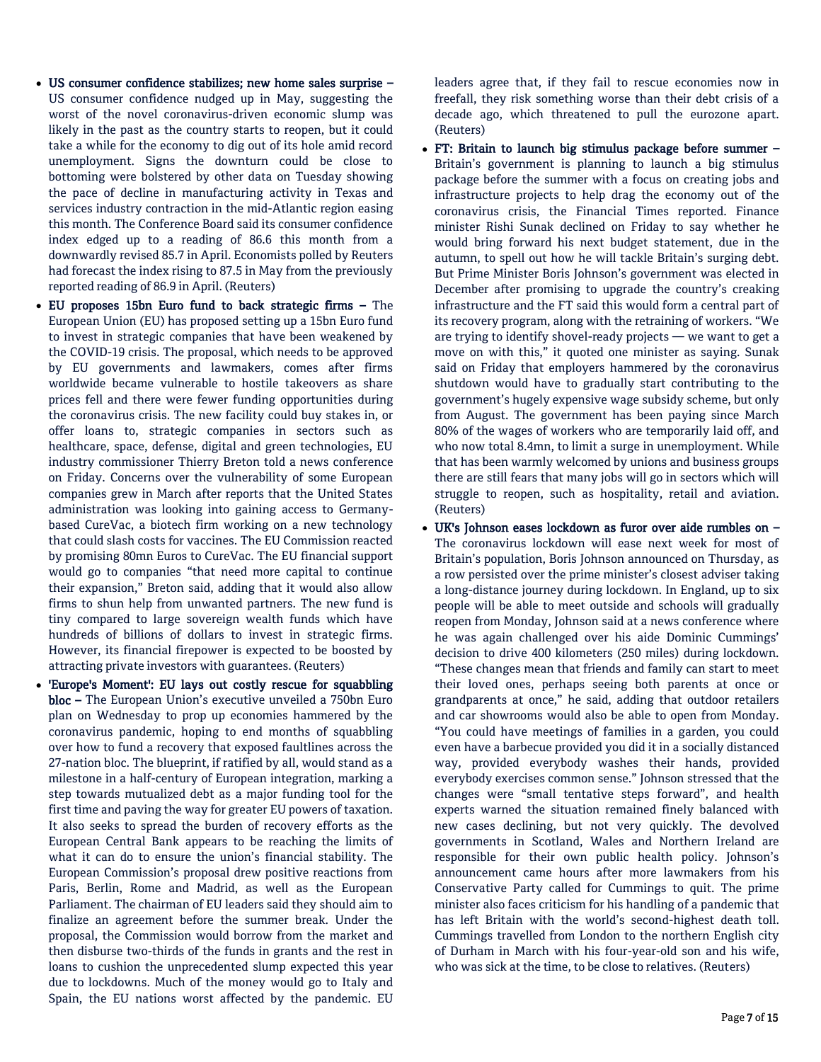- **US consumer confidence stabilizes; new home sales surprise –** US consumer confidence nudged up in May, suggesting the worst of the novel coronavirus-driven economic slump was likely in the past as the country starts to reopen, but it could take a while for the economy to dig out of its hole amid record unemployment. Signs the downturn could be close to bottoming were bolstered by other data on Tuesday showing the pace of decline in manufacturing activity in Texas and services industry contraction in the mid-Atlantic region easing this month. The Conference Board said its consumer confidence index edged up to a reading of 86.6 this month from a downwardly revised 85.7 in April. Economists polled by Reuters had forecast the index rising to 87.5 in May from the previously reported reading of 86.9 in April. (Reuters)
- **EU proposes 15bn Euro fund to back strategic firms –** The European Union (EU) has proposed setting up a 15bn Euro fund to invest in strategic companies that have been weakened by the COVID-19 crisis. The proposal, which needs to be approved by EU governments and lawmakers, comes after firms worldwide became vulnerable to hostile takeovers as share prices fell and there were fewer funding opportunities during the coronavirus crisis. The new facility could buy stakes in, or offer loans to, strategic companies in sectors such as healthcare, space, defense, digital and green technologies, EU industry commissioner Thierry Breton told a news conference on Friday. Concerns over the vulnerability of some European companies grew in March after reports that the United States administration was looking into gaining access to Germany-based CureVac, a biotech firm working on a new technology that could slash costs for vaccines. The EU Commission reacted by promising 80mn Euros to CureVac. The EU financial support would go to companies "that need more capital to continue their expansion," Breton said, adding that it would also allow firms to shun help from unwanted partners. The new fund is tiny compared to large sovereign wealth funds which have hundreds of billions of dollars to invest in strategic firms. However, its financial firepower is expected to be boosted by attracting private investors with guarantees. (Reuters)
- **'Europe's Moment': EU lays out costly rescue for squabbling bloc –** The European Union's executive unveiled a 750bn Euro plan on Wednesday to prop up economies hammered by the coronavirus pandemic, hoping to end months of squabbling over how to fund a recovery that exposed faultlines across the 27-nation bloc. The blueprint, if ratified by all, would stand as a milestone in a half-century of European integration, marking a step towards mutualized debt as a major funding tool for the first time and paving the way for greater EU powers of taxation. It also seeks to spread the burden of recovery efforts as the European Central Bank appears to be reaching the limits of what it can do to ensure the union's financial stability. The European Commission's proposal drew positive reactions from Paris, Berlin, Rome and Madrid, as well as the European Parliament. The chairman of EU leaders said they should aim to finalize an agreement before the summer break. Under the proposal, the Commission would borrow from the market and then disburse two-thirds of the funds in grants and the rest in loans to cushion the unprecedented slump expected this year due to lockdowns. Much of the money would go to Italy and Spain, the EU nations worst affected by the pandemic. EU leaders agree that, if they fail to rescue economies now in freefall, they risk something worse than their debt crisis of a decade ago, which threatened to pull the eurozone apart. (Reuters)
- **FT: Britain to launch big stimulus package before summer –** Britain's government is planning to launch a big stimulus package before the summer with a focus on creating jobs and infrastructure projects to help drag the economy out of the coronavirus crisis, the Financial Times reported. Finance minister Rishi Sunak declined on Friday to say whether he would bring forward his next budget statement, due in the autumn, to spell out how he will tackle Britain's surging debt. But Prime Minister Boris Johnson's government was elected in December after promising to upgrade the country's creaking infrastructure and the FT said this would form a central part of its recovery program, along with the retraining of workers. "We are trying to identify shovel-ready projects — we want to get a move on with this," it quoted one minister as saying. Sunak said on Friday that employers hammered by the coronavirus shutdown would have to gradually start contributing to the government's hugely expensive wage subsidy scheme, but only from August. The government has been paying since March 80% of the wages of workers who are temporarily laid off, and who now total 8.4mn, to limit a surge in unemployment. While that has been warmly welcomed by unions and business groups there are still fears that many jobs will go in sectors which will struggle to reopen, such as hospitality, retail and aviation. (Reuters)
- **UK's Johnson eases lockdown as furor over aide rumbles on –** The coronavirus lockdown will ease next week for most of Britain's population, Boris Johnson announced on Thursday, as a row persisted over the prime minister's closest adviser taking a long-distance journey during lockdown. In England, up to six people will be able to meet outside and schools will gradually reopen from Monday, Johnson said at a news conference where he was again challenged over his aide Dominic Cummings' decision to drive 400 kilometers (250 miles) during lockdown. "These changes mean that friends and family can start to meet their loved ones, perhaps seeing both parents at once or grandparents at once," he said, adding that outdoor retailers and car showrooms would also be able to open from Monday. "You could have meetings of families in a garden, you could even have a barbecue provided you did it in a socially distanced way, provided everybody washes their hands, provided everybody exercises common sense." Johnson stressed that the changes were "small tentative steps forward", and health experts warned the situation remained finely balanced with new cases declining, but not very quickly. The devolved governments in Scotland, Wales and Northern Ireland are responsible for their own public health policy. Johnson's announcement came hours after more lawmakers from his Conservative Party called for Cummings to quit. The prime minister also faces criticism for his handling of a pandemic that has left Britain with the world's second-highest death toll. Cummings travelled from London to the northern English city of Durham in March with his four-year-old son and his wife, who was sick at the time, to be close to relatives. (Reuters)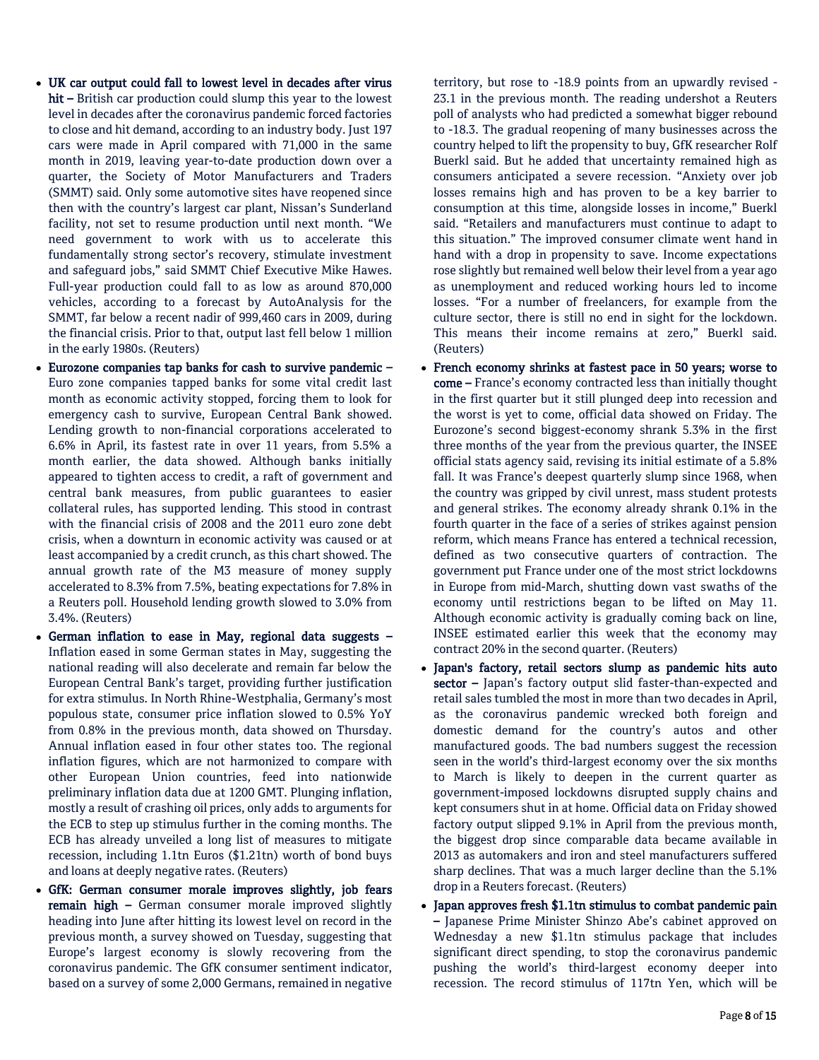- **UK car output could fall to lowest level in decades after virus hit –** British car production could slump this year to the lowest level in decades after the coronavirus pandemic forced factories to close and hit demand, according to an industry body. Just 197 cars were made in April compared with 71,000 in the same month in 2019, leaving year-to-date production down over a quarter, the Society of Motor Manufacturers and Traders (SMMT) said. Only some automotive sites have reopened since then with the country's largest car plant, Nissan's Sunderland facility, not set to resume production until next month. "We need government to work with us to accelerate this fundamentally strong sector's recovery, stimulate investment and safeguard jobs," said SMMT Chief Executive Mike Hawes. Full-year production could fall to as low as around 870,000 vehicles, according to a forecast by AutoAnalysis for the SMMT, far below a recent nadir of 999,460 cars in 2009, during the financial crisis. Prior to that, output last fell below 1 million in the early 1980s. (Reuters)
- **Eurozone companies tap banks for cash to survive pandemic –** Euro zone companies tapped banks for some vital credit last month as economic activity stopped, forcing them to look for emergency cash to survive, European Central Bank showed. Lending growth to non-financial corporations accelerated to 6.6% in April, its fastest rate in over 11 years, from 5.5% a month earlier, the data showed. Although banks initially appeared to tighten access to credit, a raft of government and central bank measures, from public guarantees to easier collateral rules, has supported lending. This stood in contrast with the financial crisis of 2008 and the 2011 euro zone debt crisis, when a downturn in economic activity was caused or at least accompanied by a credit crunch, as this chart showed. The annual growth rate of the M3 measure of money supply accelerated to 8.3% from 7.5%, beating expectations for 7.8% in a Reuters poll. Household lending growth slowed to 3.0% from 3.4%. (Reuters)
- **German inflation to ease in May, regional data suggests –** Inflation eased in some German states in May, suggesting the national reading will also decelerate and remain far below the European Central Bank's target, providing further justification for extra stimulus. In North Rhine-Westphalia, Germany's most populous state, consumer price inflation slowed to 0.5% YoY from 0.8% in the previous month, data showed on Thursday. Annual inflation eased in four other states too. The regional inflation figures, which are not harmonized to compare with other European Union countries, feed into nationwide preliminary inflation data due at 1200 GMT. Plunging inflation, mostly a result of crashing oil prices, only adds to arguments for the ECB to step up stimulus further in the coming months. The ECB has already unveiled a long list of measures to mitigate recession, including 1.1tn Euros ($1.21tn) worth of bond buys and loans at deeply negative rates. (Reuters)
- **GfK: German consumer morale improves slightly, job fears remain high –** German consumer morale improved slightly heading into June after hitting its lowest level on record in the previous month, a survey showed on Tuesday, suggesting that Europe's largest economy is slowly recovering from the coronavirus pandemic. The GfK consumer sentiment indicator, based on a survey of some 2,000 Germans, remained in negative territory, but rose to -18.9 points from an upwardly revised -23.1 in the previous month. The reading undershot a Reuters poll of analysts who had predicted a somewhat bigger rebound to -18.3. The gradual reopening of many businesses across the country helped to lift the propensity to buy, GfK researcher Rolf Buerkl said. But he added that uncertainty remained high as consumers anticipated a severe recession. "Anxiety over job losses remains high and has proven to be a key barrier to consumption at this time, alongside losses in income," Buerkl said. "Retailers and manufacturers must continue to adapt to this situation." The improved consumer climate went hand in hand with a drop in propensity to save. Income expectations rose slightly but remained well below their level from a year ago as unemployment and reduced working hours led to income losses. "For a number of freelancers, for example from the culture sector, there is still no end in sight for the lockdown. This means their income remains at zero," Buerkl said. (Reuters)
- **French economy shrinks at fastest pace in 50 years; worse to come –** France's economy contracted less than initially thought in the first quarter but it still plunged deep into recession and the worst is yet to come, official data showed on Friday. The Eurozone's second biggest-economy shrank 5.3% in the first three months of the year from the previous quarter, the INSEE official stats agency said, revising its initial estimate of a 5.8% fall. It was France's deepest quarterly slump since 1968, when the country was gripped by civil unrest, mass student protests and general strikes. The economy already shrank 0.1% in the fourth quarter in the face of a series of strikes against pension reform, which means France has entered a technical recession, defined as two consecutive quarters of contraction. The government put France under one of the most strict lockdowns in Europe from mid-March, shutting down vast swaths of the economy until restrictions began to be lifted on May 11. Although economic activity is gradually coming back on line, INSEE estimated earlier this week that the economy may contract 20% in the second quarter. (Reuters)
- **Japan's factory, retail sectors slump as pandemic hits auto sector –** Japan's factory output slid faster-than-expected and retail sales tumbled the most in more than two decades in April, as the coronavirus pandemic wrecked both foreign and domestic demand for the country's autos and other manufactured goods. The bad numbers suggest the recession seen in the world's third-largest economy over the six months to March is likely to deepen in the current quarter as government-imposed lockdowns disrupted supply chains and kept consumers shut in at home. Official data on Friday showed factory output slipped 9.1% in April from the previous month, the biggest drop since comparable data became available in 2013 as automakers and iron and steel manufacturers suffered sharp declines. That was a much larger decline than the 5.1% drop in a Reuters forecast. (Reuters)
- **Japan approves fresh $1.1tn stimulus to combat pandemic pain –** Japanese Prime Minister Shinzo Abe's cabinet approved on Wednesday a new $1.1tn stimulus package that includes significant direct spending, to stop the coronavirus pandemic pushing the world's third-largest economy deeper into recession. The record stimulus of 117tn Yen, which will be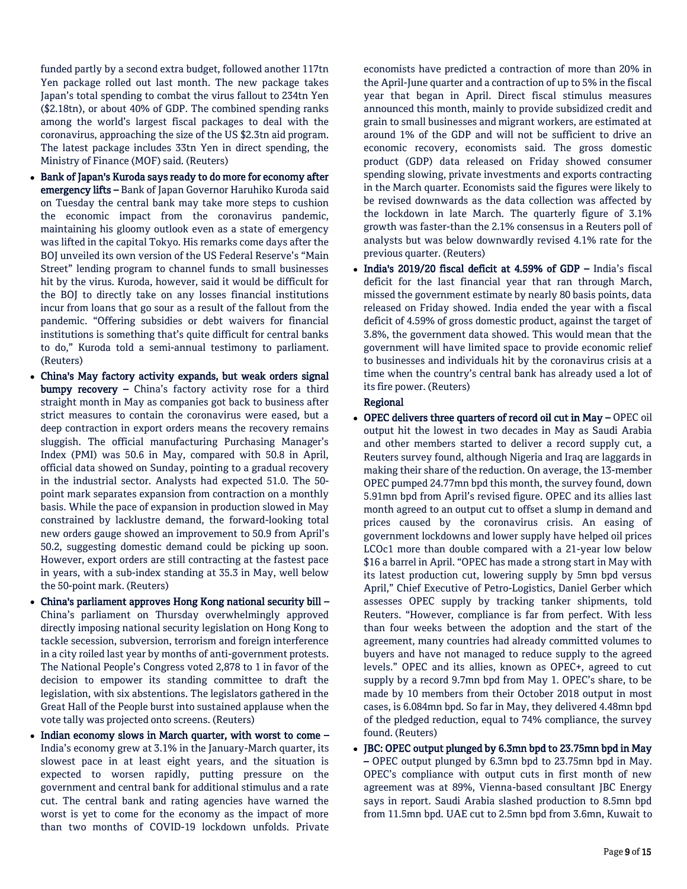funded partly by a second extra budget, followed another 117tn Yen package rolled out last month. The new package takes Japan's total spending to combat the virus fallout to 234tn Yen ($2.18tn), or about 40% of GDP. The combined spending ranks among the world's largest fiscal packages to deal with the coronavirus, approaching the size of the US $2.3tn aid program. The latest package includes 33tn Yen in direct spending, the Ministry of Finance (MOF) said. (Reuters)

- **Bank of Japan's Kuroda says ready to do more for economy after emergency lifts –** Bank of Japan Governor Haruhiko Kuroda said on Tuesday the central bank may take more steps to cushion the economic impact from the coronavirus pandemic, maintaining his gloomy outlook even as a state of emergency was lifted in the capital Tokyo. His remarks come days after the BOJ unveiled its own version of the US Federal Reserve's "Main Street" lending program to channel funds to small businesses hit by the virus. Kuroda, however, said it would be difficult for the BOJ to directly take on any losses financial institutions incur from loans that go sour as a result of the fallout from the pandemic. "Offering subsidies or debt waivers for financial institutions is something that's quite difficult for central banks to do," Kuroda told a semi-annual testimony to parliament. (Reuters)
- **China's May factory activity expands, but weak orders signal bumpy recovery –** China's factory activity rose for a third straight month in May as companies got back to business after strict measures to contain the coronavirus were eased, but a deep contraction in export orders means the recovery remains sluggish. The official manufacturing Purchasing Manager's Index (PMI) was 50.6 in May, compared with 50.8 in April, official data showed on Sunday, pointing to a gradual recovery in the industrial sector. Analysts had expected 51.0. The 50-point mark separates expansion from contraction on a monthly basis. While the pace of expansion in production slowed in May constrained by lacklustre demand, the forward-looking total new orders gauge showed an improvement to 50.9 from April's 50.2, suggesting domestic demand could be picking up soon. However, export orders are still contracting at the fastest pace in years, with a sub-index standing at 35.3 in May, well below the 50-point mark. (Reuters)
- **China's parliament approves Hong Kong national security bill –** China's parliament on Thursday overwhelmingly approved directly imposing national security legislation on Hong Kong to tackle secession, subversion, terrorism and foreign interference in a city roiled last year by months of anti-government protests. The National People's Congress voted 2,878 to 1 in favor of the decision to empower its standing committee to draft the legislation, with six abstentions. The legislators gathered in the Great Hall of the People burst into sustained applause when the vote tally was projected onto screens. (Reuters)
- **Indian economy slows in March quarter, with worst to come –** India's economy grew at 3.1% in the January-March quarter, its slowest pace in at least eight years, and the situation is expected to worsen rapidly, putting pressure on the government and central bank for additional stimulus and a rate cut. The central bank and rating agencies have warned the worst is yet to come for the economy as the impact of more than two months of COVID-19 lockdown unfolds. Private economists have predicted a contraction of more than 20% in the April-June quarter and a contraction of up to 5% in the fiscal year that began in April. Direct fiscal stimulus measures announced this month, mainly to provide subsidized credit and grain to small businesses and migrant workers, are estimated at around 1% of the GDP and will not be sufficient to drive an economic recovery, economists said. The gross domestic product (GDP) data released on Friday showed consumer spending slowing, private investments and exports contracting in the March quarter. Economists said the figures were likely to be revised downwards as the data collection was affected by the lockdown in late March. The quarterly figure of 3.1% growth was faster-than the 2.1% consensus in a Reuters poll of analysts but was below downwardly revised 4.1% rate for the previous quarter. (Reuters)
- **India's 2019/20 fiscal deficit at 4.59% of GDP –** India's fiscal deficit for the last financial year that ran through March, missed the government estimate by nearly 80 basis points, data released on Friday showed. India ended the year with a fiscal deficit of 4.59% of gross domestic product, against the target of 3.8%, the government data showed. This would mean that the government will have limited space to provide economic relief to businesses and individuals hit by the coronavirus crisis at a time when the country's central bank has already used a lot of its fire power. (Reuters)

## Regional

- **OPEC delivers three quarters of record oil cut in May –** OPEC oil output hit the lowest in two decades in May as Saudi Arabia and other members started to deliver a record supply cut, a Reuters survey found, although Nigeria and Iraq are laggards in making their share of the reduction. On average, the 13-member OPEC pumped 24.77mn bpd this month, the survey found, down 5.91mn bpd from April's revised figure. OPEC and its allies last month agreed to an output cut to offset a slump in demand and prices caused by the coronavirus crisis. An easing of government lockdowns and lower supply have helped oil prices LCOc1 more than double compared with a 21-year low below $16 a barrel in April. "OPEC has made a strong start in May with its latest production cut, lowering supply by 5mn bpd versus April," Chief Executive of Petro-Logistics, Daniel Gerber which assesses OPEC supply by tracking tanker shipments, told Reuters. "However, compliance is far from perfect. With less than four weeks between the adoption and the start of the agreement, many countries had already committed volumes to buyers and have not managed to reduce supply to the agreed levels." OPEC and its allies, known as OPEC+, agreed to cut supply by a record 9.7mn bpd from May 1. OPEC's share, to be made by 10 members from their October 2018 output in most cases, is 6.084mn bpd. So far in May, they delivered 4.48mn bpd of the pledged reduction, equal to 74% compliance, the survey found. (Reuters)
- **JBC: OPEC output plunged by 6.3mn bpd to 23.75mn bpd in May –** OPEC output plunged by 6.3mn bpd to 23.75mn bpd in May. OPEC's compliance with output cuts in first month of new agreement was at 89%, Vienna-based consultant JBC Energy says in report. Saudi Arabia slashed production to 8.5mn bpd from 11.5mn bpd. UAE cut to 2.5mn bpd from 3.6mn, Kuwait to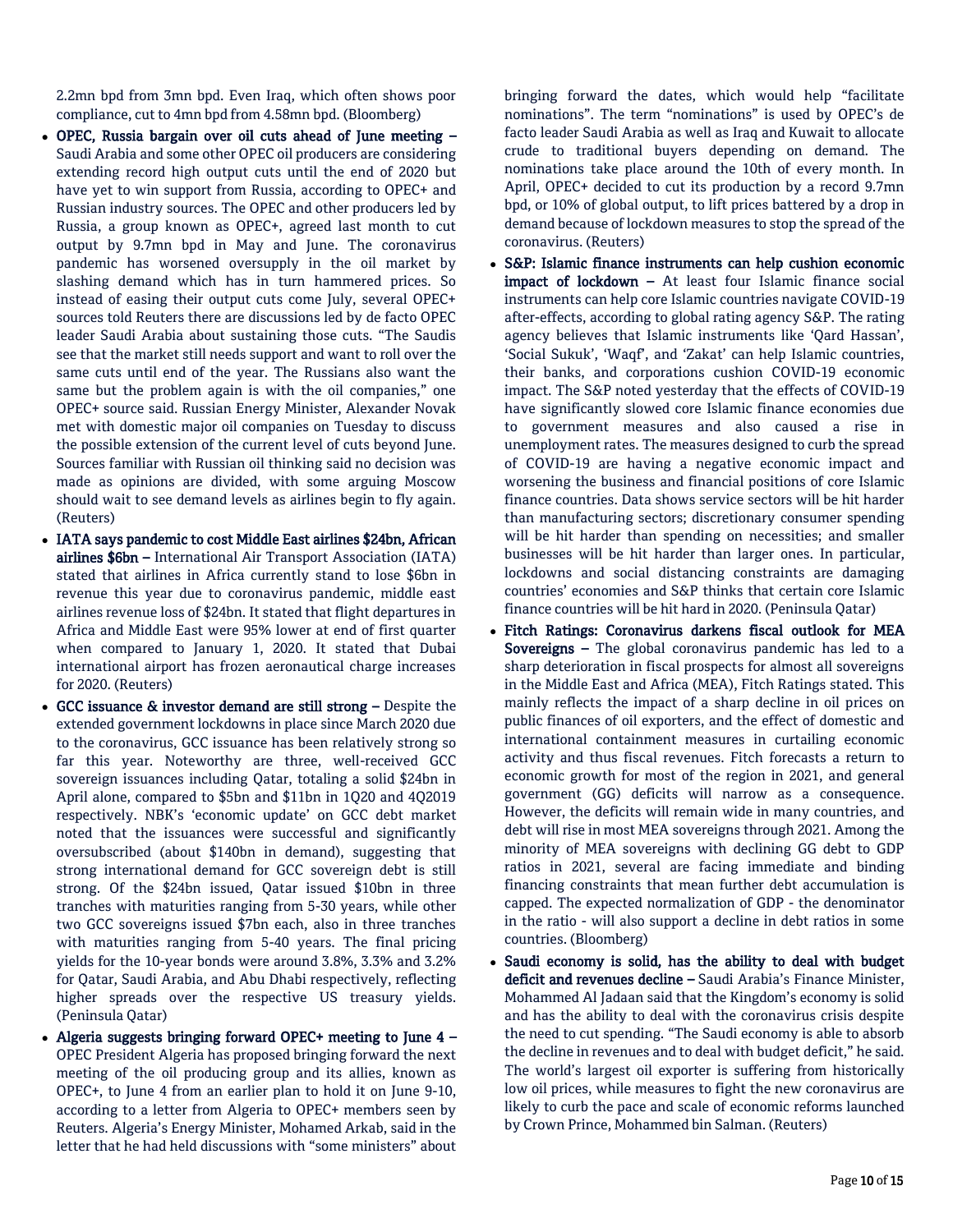2.2mn bpd from 3mn bpd. Even Iraq, which often shows poor compliance, cut to 4mn bpd from 4.58mn bpd. (Bloomberg)

- **OPEC, Russia bargain over oil cuts ahead of June meeting –** Saudi Arabia and some other OPEC oil producers are considering extending record high output cuts until the end of 2020 but have yet to win support from Russia, according to OPEC+ and Russian industry sources. The OPEC and other producers led by Russia, a group known as OPEC+, agreed last month to cut output by 9.7mn bpd in May and June. The coronavirus pandemic has worsened oversupply in the oil market by slashing demand which has in turn hammered prices. So instead of easing their output cuts come July, several OPEC+ sources told Reuters there are discussions led by de facto OPEC leader Saudi Arabia about sustaining those cuts. "The Saudis see that the market still needs support and want to roll over the same cuts until end of the year. The Russians also want the same but the problem again is with the oil companies," one OPEC+ source said. Russian Energy Minister, Alexander Novak met with domestic major oil companies on Tuesday to discuss the possible extension of the current level of cuts beyond June. Sources familiar with Russian oil thinking said no decision was made as opinions are divided, with some arguing Moscow should wait to see demand levels as airlines begin to fly again. (Reuters)
- **IATA says pandemic to cost Middle East airlines $24bn, African airlines $6bn –** International Air Transport Association (IATA) stated that airlines in Africa currently stand to lose $6bn in revenue this year due to coronavirus pandemic, middle east airlines revenue loss of $24bn. It stated that flight departures in Africa and Middle East were 95% lower at end of first quarter when compared to January 1, 2020. It stated that Dubai international airport has frozen aeronautical charge increases for 2020. (Reuters)
- **GCC issuance & investor demand are still strong –** Despite the extended government lockdowns in place since March 2020 due to the coronavirus, GCC issuance has been relatively strong so far this year. Noteworthy are three, well-received GCC sovereign issuances including Qatar, totaling a solid $24bn in April alone, compared to $5bn and $11bn in 1Q20 and 4Q2019 respectively. NBK's 'economic update' on GCC debt market noted that the issuances were successful and significantly oversubscribed (about $140bn in demand), suggesting that strong international demand for GCC sovereign debt is still strong. Of the $24bn issued, Qatar issued $10bn in three tranches with maturities ranging from 5-30 years, while other two GCC sovereigns issued $7bn each, also in three tranches with maturities ranging from 5-40 years. The final pricing yields for the 10-year bonds were around 3.8%, 3.3% and 3.2% for Qatar, Saudi Arabia, and Abu Dhabi respectively, reflecting higher spreads over the respective US treasury yields. (Peninsula Qatar)
- **Algeria suggests bringing forward OPEC+ meeting to June 4 –** OPEC President Algeria has proposed bringing forward the next meeting of the oil producing group and its allies, known as OPEC+, to June 4 from an earlier plan to hold it on June 9-10, according to a letter from Algeria to OPEC+ members seen by Reuters. Algeria's Energy Minister, Mohamed Arkab, said in the letter that he had held discussions with "some ministers" about bringing forward the dates, which would help "facilitate nominations". The term "nominations" is used by OPEC's de facto leader Saudi Arabia as well as Iraq and Kuwait to allocate crude to traditional buyers depending on demand. The nominations take place around the 10th of every month. In April, OPEC+ decided to cut its production by a record 9.7mn bpd, or 10% of global output, to lift prices battered by a drop in demand because of lockdown measures to stop the spread of the coronavirus. (Reuters)
- **S&P: Islamic finance instruments can help cushion economic impact of lockdown –** At least four Islamic finance social instruments can help core Islamic countries navigate COVID-19 after-effects, according to global rating agency S&P. The rating agency believes that Islamic instruments like 'Qard Hassan', 'Social Sukuk', 'Waqf', and 'Zakat' can help Islamic countries, their banks, and corporations cushion COVID-19 economic impact. The S&P noted yesterday that the effects of COVID-19 have significantly slowed core Islamic finance economies due to government measures and also caused a rise in unemployment rates. The measures designed to curb the spread of COVID-19 are having a negative economic impact and worsening the business and financial positions of core Islamic finance countries. Data shows service sectors will be hit harder than manufacturing sectors; discretionary consumer spending will be hit harder than spending on necessities; and smaller businesses will be hit harder than larger ones. In particular, lockdowns and social distancing constraints are damaging countries' economies and S&P thinks that certain core Islamic finance countries will be hit hard in 2020. (Peninsula Qatar)
- **Fitch Ratings: Coronavirus darkens fiscal outlook for MEA Sovereigns –** The global coronavirus pandemic has led to a sharp deterioration in fiscal prospects for almost all sovereigns in the Middle East and Africa (MEA), Fitch Ratings stated. This mainly reflects the impact of a sharp decline in oil prices on public finances of oil exporters, and the effect of domestic and international containment measures in curtailing economic activity and thus fiscal revenues. Fitch forecasts a return to economic growth for most of the region in 2021, and general government (GG) deficits will narrow as a consequence. However, the deficits will remain wide in many countries, and debt will rise in most MEA sovereigns through 2021. Among the minority of MEA sovereigns with declining GG debt to GDP ratios in 2021, several are facing immediate and binding financing constraints that mean further debt accumulation is capped. The expected normalization of GDP - the denominator in the ratio - will also support a decline in debt ratios in some countries. (Bloomberg)
- **Saudi economy is solid, has the ability to deal with budget deficit and revenues decline –** Saudi Arabia's Finance Minister, Mohammed Al Jadaan said that the Kingdom's economy is solid and has the ability to deal with the coronavirus crisis despite the need to cut spending. "The Saudi economy is able to absorb the decline in revenues and to deal with budget deficit," he said. The world's largest oil exporter is suffering from historically low oil prices, while measures to fight the new coronavirus are likely to curb the pace and scale of economic reforms launched by Crown Prince, Mohammed bin Salman. (Reuters)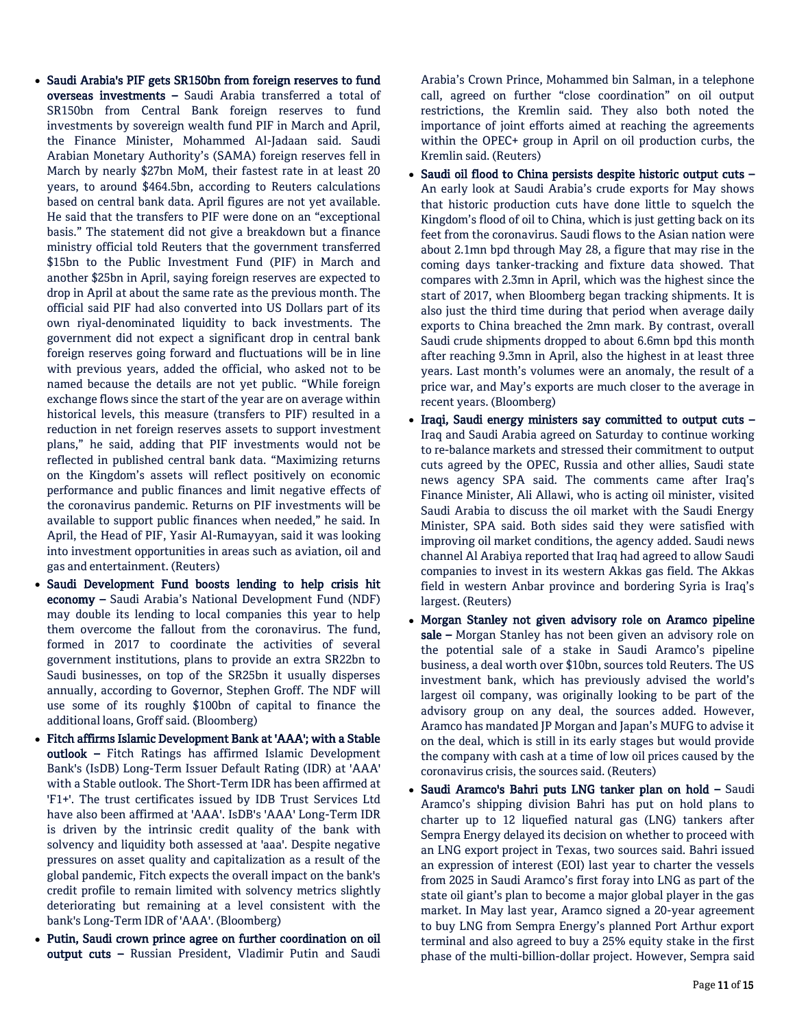- **Saudi Arabia's PIF gets SR150bn from foreign reserves to fund overseas investments –** Saudi Arabia transferred a total of SR150bn from Central Bank foreign reserves to fund investments by sovereign wealth fund PIF in March and April, the Finance Minister, Mohammed Al-Jadaan said. Saudi Arabian Monetary Authority's (SAMA) foreign reserves fell in March by nearly $27bn MoM, their fastest rate in at least 20 years, to around $464.5bn, according to Reuters calculations based on central bank data. April figures are not yet available. He said that the transfers to PIF were done on an "exceptional basis." The statement did not give a breakdown but a finance ministry official told Reuters that the government transferred $15bn to the Public Investment Fund (PIF) in March and another $25bn in April, saying foreign reserves are expected to drop in April at about the same rate as the previous month. The official said PIF had also converted into US Dollars part of its own riyal-denominated liquidity to back investments. The government did not expect a significant drop in central bank foreign reserves going forward and fluctuations will be in line with previous years, added the official, who asked not to be named because the details are not yet public. "While foreign exchange flows since the start of the year are on average within historical levels, this measure (transfers to PIF) resulted in a reduction in net foreign reserves assets to support investment plans," he said, adding that PIF investments would not be reflected in published central bank data. "Maximizing returns on the Kingdom's assets will reflect positively on economic performance and public finances and limit negative effects of the coronavirus pandemic. Returns on PIF investments will be available to support public finances when needed," he said. In April, the Head of PIF, Yasir Al-Rumayyan, said it was looking into investment opportunities in areas such as aviation, oil and gas and entertainment. (Reuters)
- **Saudi Development Fund boosts lending to help crisis hit economy –** Saudi Arabia's National Development Fund (NDF) may double its lending to local companies this year to help them overcome the fallout from the coronavirus. The fund, formed in 2017 to coordinate the activities of several government institutions, plans to provide an extra SR22bn to Saudi businesses, on top of the SR25bn it usually disperses annually, according to Governor, Stephen Groff. The NDF will use some of its roughly $100bn of capital to finance the additional loans, Groff said. (Bloomberg)
- **Fitch affirms Islamic Development Bank at 'AAA'; with a Stable outlook –** Fitch Ratings has affirmed Islamic Development Bank's (IsDB) Long-Term Issuer Default Rating (IDR) at 'AAA' with a Stable outlook. The Short-Term IDR has been affirmed at 'F1+'. The trust certificates issued by IDB Trust Services Ltd have also been affirmed at 'AAA'. IsDB's 'AAA' Long-Term IDR is driven by the intrinsic credit quality of the bank with solvency and liquidity both assessed at 'aaa'. Despite negative pressures on asset quality and capitalization as a result of the global pandemic, Fitch expects the overall impact on the bank's credit profile to remain limited with solvency metrics slightly deteriorating but remaining at a level consistent with the bank's Long-Term IDR of 'AAA'. (Bloomberg)
- **Putin, Saudi crown prince agree on further coordination on oil output cuts –** Russian President, Vladimir Putin and Saudi Arabia's Crown Prince, Mohammed bin Salman, in a telephone call, agreed on further "close coordination" on oil output restrictions, the Kremlin said. They also both noted the importance of joint efforts aimed at reaching the agreements within the OPEC+ group in April on oil production curbs, the Kremlin said. (Reuters)
- **Saudi oil flood to China persists despite historic output cuts –** An early look at Saudi Arabia's crude exports for May shows that historic production cuts have done little to squelch the Kingdom's flood of oil to China, which is just getting back on its feet from the coronavirus. Saudi flows to the Asian nation were about 2.1mn bpd through May 28, a figure that may rise in the coming days tanker-tracking and fixture data showed. That compares with 2.3mn in April, which was the highest since the start of 2017, when Bloomberg began tracking shipments. It is also just the third time during that period when average daily exports to China breached the 2mn mark. By contrast, overall Saudi crude shipments dropped to about 6.6mn bpd this month after reaching 9.3mn in April, also the highest in at least three years. Last month's volumes were an anomaly, the result of a price war, and May's exports are much closer to the average in recent years. (Bloomberg)
- **Iraqi, Saudi energy ministers say committed to output cuts –** Iraq and Saudi Arabia agreed on Saturday to continue working to re-balance markets and stressed their commitment to output cuts agreed by the OPEC, Russia and other allies, Saudi state news agency SPA said. The comments came after Iraq's Finance Minister, Ali Allawi, who is acting oil minister, visited Saudi Arabia to discuss the oil market with the Saudi Energy Minister, SPA said. Both sides said they were satisfied with improving oil market conditions, the agency added. Saudi news channel Al Arabiya reported that Iraq had agreed to allow Saudi companies to invest in its western Akkas gas field. The Akkas field in western Anbar province and bordering Syria is Iraq's largest. (Reuters)
- **Morgan Stanley not given advisory role on Aramco pipeline sale –** Morgan Stanley has not been given an advisory role on the potential sale of a stake in Saudi Aramco's pipeline business, a deal worth over $10bn, sources told Reuters. The US investment bank, which has previously advised the world's largest oil company, was originally looking to be part of the advisory group on any deal, the sources added. However, Aramco has mandated JP Morgan and Japan's MUFG to advise it on the deal, which is still in its early stages but would provide the company with cash at a time of low oil prices caused by the coronavirus crisis, the sources said. (Reuters)
- **Saudi Aramco's Bahri puts LNG tanker plan on hold –** Saudi Aramco's shipping division Bahri has put on hold plans to charter up to 12 liquefied natural gas (LNG) tankers after Sempra Energy delayed its decision on whether to proceed with an LNG export project in Texas, two sources said. Bahri issued an expression of interest (EOI) last year to charter the vessels from 2025 in Saudi Aramco's first foray into LNG as part of the state oil giant's plan to become a major global player in the gas market. In May last year, Aramco signed a 20-year agreement to buy LNG from Sempra Energy's planned Port Arthur export terminal and also agreed to buy a 25% equity stake in the first phase of the multi-billion-dollar project. However, Sempra said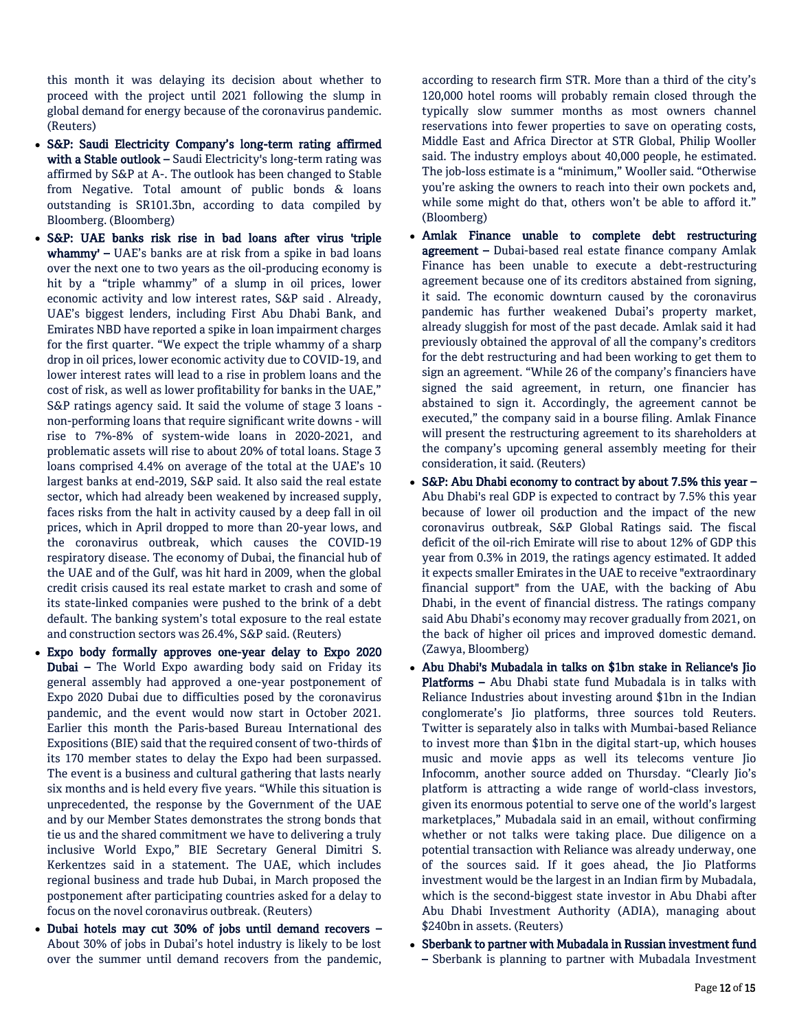this month it was delaying its decision about whether to proceed with the project until 2021 following the slump in global demand for energy because of the coronavirus pandemic. (Reuters)

- **S&P: Saudi Electricity Company's long-term rating affirmed with a Stable outlook –** Saudi Electricity's long-term rating was affirmed by S&P at A-. The outlook has been changed to Stable from Negative. Total amount of public bonds & loans outstanding is SR101.3bn, according to data compiled by Bloomberg. (Bloomberg)
- **S&P: UAE banks risk rise in bad loans after virus 'triple whammy' –** UAE's banks are at risk from a spike in bad loans over the next one to two years as the oil-producing economy is hit by a "triple whammy" of a slump in oil prices, lower economic activity and low interest rates, S&P said . Already, UAE's biggest lenders, including First Abu Dhabi Bank, and Emirates NBD have reported a spike in loan impairment charges for the first quarter. "We expect the triple whammy of a sharp drop in oil prices, lower economic activity due to COVID-19, and lower interest rates will lead to a rise in problem loans and the cost of risk, as well as lower profitability for banks in the UAE," S&P ratings agency said. It said the volume of stage 3 loans - non-performing loans that require significant write downs - will rise to 7%-8% of system-wide loans in 2020-2021, and problematic assets will rise to about 20% of total loans. Stage 3 loans comprised 4.4% on average of the total at the UAE's 10 largest banks at end-2019, S&P said. It also said the real estate sector, which had already been weakened by increased supply, faces risks from the halt in activity caused by a deep fall in oil prices, which in April dropped to more than 20-year lows, and the coronavirus outbreak, which causes the COVID-19 respiratory disease. The economy of Dubai, the financial hub of the UAE and of the Gulf, was hit hard in 2009, when the global credit crisis caused its real estate market to crash and some of its state-linked companies were pushed to the brink of a debt default. The banking system's total exposure to the real estate and construction sectors was 26.4%, S&P said. (Reuters)
- **Expo body formally approves one-year delay to Expo 2020 Dubai –** The World Expo awarding body said on Friday its general assembly had approved a one-year postponement of Expo 2020 Dubai due to difficulties posed by the coronavirus pandemic, and the event would now start in October 2021. Earlier this month the Paris-based Bureau International des Expositions (BIE) said that the required consent of two-thirds of its 170 member states to delay the Expo had been surpassed. The event is a business and cultural gathering that lasts nearly six months and is held every five years. "While this situation is unprecedented, the response by the Government of the UAE and by our Member States demonstrates the strong bonds that tie us and the shared commitment we have to delivering a truly inclusive World Expo," BIE Secretary General Dimitri S. Kerkentzes said in a statement. The UAE, which includes regional business and trade hub Dubai, in March proposed the postponement after participating countries asked for a delay to focus on the novel coronavirus outbreak. (Reuters)
- **Dubai hotels may cut 30% of jobs until demand recovers –** About 30% of jobs in Dubai's hotel industry is likely to be lost over the summer until demand recovers from the pandemic, according to research firm STR. More than a third of the city's 120,000 hotel rooms will probably remain closed through the typically slow summer months as most owners channel reservations into fewer properties to save on operating costs, Middle East and Africa Director at STR Global, Philip Wooller said. The industry employs about 40,000 people, he estimated. The job-loss estimate is a "minimum," Wooller said. "Otherwise you're asking the owners to reach into their own pockets and, while some might do that, others won't be able to afford it." (Bloomberg)
- **Amlak Finance unable to complete debt restructuring agreement –** Dubai-based real estate finance company Amlak Finance has been unable to execute a debt-restructuring agreement because one of its creditors abstained from signing, it said. The economic downturn caused by the coronavirus pandemic has further weakened Dubai's property market, already sluggish for most of the past decade. Amlak said it had previously obtained the approval of all the company's creditors for the debt restructuring and had been working to get them to sign an agreement. "While 26 of the company's financiers have signed the said agreement, in return, one financier has abstained to sign it. Accordingly, the agreement cannot be executed," the company said in a bourse filing. Amlak Finance will present the restructuring agreement to its shareholders at the company's upcoming general assembly meeting for their consideration, it said. (Reuters)
- **S&P: Abu Dhabi economy to contract by about 7.5% this year –** Abu Dhabi's real GDP is expected to contract by 7.5% this year because of lower oil production and the impact of the new coronavirus outbreak, S&P Global Ratings said. The fiscal deficit of the oil-rich Emirate will rise to about 12% of GDP this year from 0.3% in 2019, the ratings agency estimated. It added it expects smaller Emirates in the UAE to receive "extraordinary financial support" from the UAE, with the backing of Abu Dhabi, in the event of financial distress. The ratings company said Abu Dhabi's economy may recover gradually from 2021, on the back of higher oil prices and improved domestic demand. (Zawya, Bloomberg)
- **Abu Dhabi's Mubadala in talks on $1bn stake in Reliance's Jio Platforms –** Abu Dhabi state fund Mubadala is in talks with Reliance Industries about investing around $1bn in the Indian conglomerate's Jio platforms, three sources told Reuters. Twitter is separately also in talks with Mumbai-based Reliance to invest more than $1bn in the digital start-up, which houses music and movie apps as well its telecoms venture Jio Infocomm, another source added on Thursday. "Clearly Jio's platform is attracting a wide range of world-class investors, given its enormous potential to serve one of the world's largest marketplaces," Mubadala said in an email, without confirming whether or not talks were taking place. Due diligence on a potential transaction with Reliance was already underway, one of the sources said. If it goes ahead, the Jio Platforms investment would be the largest in an Indian firm by Mubadala, which is the second-biggest state investor in Abu Dhabi after Abu Dhabi Investment Authority (ADIA), managing about $240bn in assets. (Reuters)
- **Sberbank to partner with Mubadala in Russian investment fund –** Sberbank is planning to partner with Mubadala Investment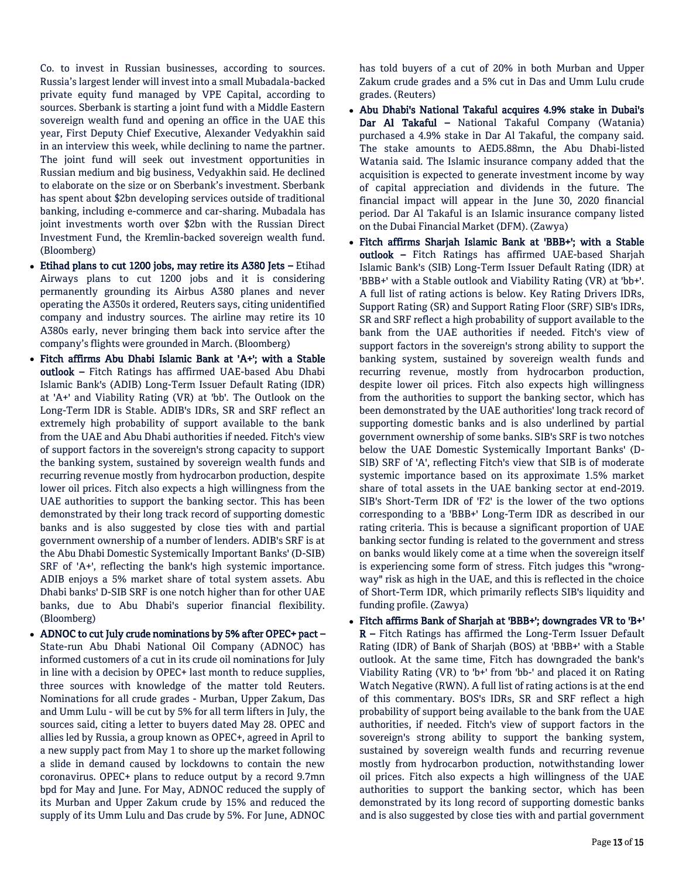Co. to invest in Russian businesses, according to sources. Russia's largest lender will invest into a small Mubadala-backed private equity fund managed by VPE Capital, according to sources. Sberbank is starting a joint fund with a Middle Eastern sovereign wealth fund and opening an office in the UAE this year, First Deputy Chief Executive, Alexander Vedyakhin said in an interview this week, while declining to name the partner. The joint fund will seek out investment opportunities in Russian medium and big business, Vedyakhin said. He declined to elaborate on the size or on Sberbank's investment. Sberbank has spent about $2bn developing services outside of traditional banking, including e-commerce and car-sharing. Mubadala has joint investments worth over $2bn with the Russian Direct Investment Fund, the Kremlin-backed sovereign wealth fund. (Bloomberg)

- **Etihad plans to cut 1200 jobs, may retire its A380 Jets –** Etihad Airways plans to cut 1200 jobs and it is considering permanently grounding its Airbus A380 planes and never operating the A350s it ordered, Reuters says, citing unidentified company and industry sources. The airline may retire its 10 A380s early, never bringing them back into service after the company's flights were grounded in March. (Bloomberg)
- **Fitch affirms Abu Dhabi Islamic Bank at 'A+'; with a Stable outlook –** Fitch Ratings has affirmed UAE-based Abu Dhabi Islamic Bank's (ADIB) Long-Term Issuer Default Rating (IDR) at 'A+' and Viability Rating (VR) at 'bb'. The Outlook on the Long-Term IDR is Stable. ADIB's IDRs, SR and SRF reflect an extremely high probability of support available to the bank from the UAE and Abu Dhabi authorities if needed. Fitch's view of support factors in the sovereign's strong capacity to support the banking system, sustained by sovereign wealth funds and recurring revenue mostly from hydrocarbon production, despite lower oil prices. Fitch also expects a high willingness from the UAE authorities to support the banking sector. This has been demonstrated by their long track record of supporting domestic banks and is also suggested by close ties with and partial government ownership of a number of lenders. ADIB's SRF is at the Abu Dhabi Domestic Systemically Important Banks' (D-SIB) SRF of 'A+', reflecting the bank's high systemic importance. ADIB enjoys a 5% market share of total system assets. Abu Dhabi banks' D-SIB SRF is one notch higher than for other UAE banks, due to Abu Dhabi's superior financial flexibility. (Bloomberg)
- **ADNOC to cut July crude nominations by 5% after OPEC+ pact –** State-run Abu Dhabi National Oil Company (ADNOC) has informed customers of a cut in its crude oil nominations for July in line with a decision by OPEC+ last month to reduce supplies, three sources with knowledge of the matter told Reuters. Nominations for all crude grades - Murban, Upper Zakum, Das and Umm Lulu - will be cut by 5% for all term lifters in July, the sources said, citing a letter to buyers dated May 28. OPEC and allies led by Russia, a group known as OPEC+, agreed in April to a new supply pact from May 1 to shore up the market following a slide in demand caused by lockdowns to contain the new coronavirus. OPEC+ plans to reduce output by a record 9.7mn bpd for May and June. For May, ADNOC reduced the supply of its Murban and Upper Zakum crude by 15% and reduced the supply of its Umm Lulu and Das crude by 5%. For June, ADNOC has told buyers of a cut of 20% in both Murban and Upper Zakum crude grades and a 5% cut in Das and Umm Lulu crude grades. (Reuters)
- **Abu Dhabi's National Takaful acquires 4.9% stake in Dubai's Dar Al Takaful –** National Takaful Company (Watania) purchased a 4.9% stake in Dar Al Takaful, the company said. The stake amounts to AED5.88mn, the Abu Dhabi-listed Watania said. The Islamic insurance company added that the acquisition is expected to generate investment income by way of capital appreciation and dividends in the future. The financial impact will appear in the June 30, 2020 financial period. Dar Al Takaful is an Islamic insurance company listed on the Dubai Financial Market (DFM). (Zawya)
- **Fitch affirms Sharjah Islamic Bank at 'BBB+'; with a Stable outlook –** Fitch Ratings has affirmed UAE-based Sharjah Islamic Bank's (SIB) Long-Term Issuer Default Rating (IDR) at 'BBB+' with a Stable outlook and Viability Rating (VR) at 'bb+'. A full list of rating actions is below. Key Rating Drivers IDRs, Support Rating (SR) and Support Rating Floor (SRF) SIB's IDRs, SR and SRF reflect a high probability of support available to the bank from the UAE authorities if needed. Fitch's view of support factors in the sovereign's strong ability to support the banking system, sustained by sovereign wealth funds and recurring revenue, mostly from hydrocarbon production, despite lower oil prices. Fitch also expects high willingness from the authorities to support the banking sector, which has been demonstrated by the UAE authorities' long track record of supporting domestic banks and is also underlined by partial government ownership of some banks. SIB's SRF is two notches below the UAE Domestic Systemically Important Banks' (D-SIB) SRF of 'A', reflecting Fitch's view that SIB is of moderate systemic importance based on its approximate 1.5% market share of total assets in the UAE banking sector at end-2019. SIB's Short-Term IDR of 'F2' is the lower of the two options corresponding to a 'BBB+' Long-Term IDR as described in our rating criteria. This is because a significant proportion of UAE banking sector funding is related to the government and stress on banks would likely come at a time when the sovereign itself is experiencing some form of stress. Fitch judges this "wrong-way" risk as high in the UAE, and this is reflected in the choice of Short-Term IDR, which primarily reflects SIB's liquidity and funding profile. (Zawya)
- **Fitch affirms Bank of Sharjah at 'BBB+'; downgrades VR to 'B+' R –** Fitch Ratings has affirmed the Long-Term Issuer Default Rating (IDR) of Bank of Sharjah (BOS) at 'BBB+' with a Stable outlook. At the same time, Fitch has downgraded the bank's Viability Rating (VR) to 'b+' from 'bb-' and placed it on Rating Watch Negative (RWN). A full list of rating actions is at the end of this commentary. BOS's IDRs, SR and SRF reflect a high probability of support being available to the bank from the UAE authorities, if needed. Fitch's view of support factors in the sovereign's strong ability to support the banking system, sustained by sovereign wealth funds and recurring revenue mostly from hydrocarbon production, notwithstanding lower oil prices. Fitch also expects a high willingness of the UAE authorities to support the banking sector, which has been demonstrated by its long record of supporting domestic banks and is also suggested by close ties with and partial government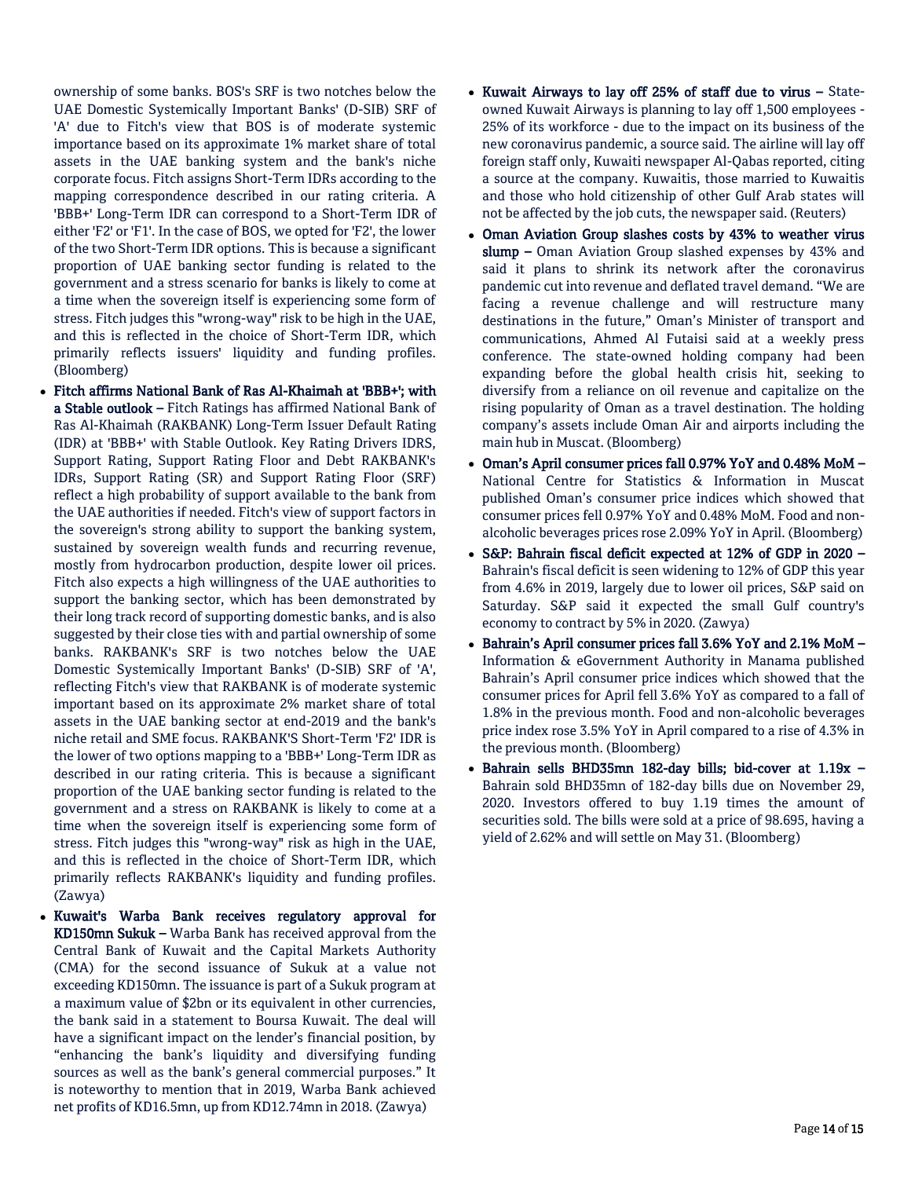ownership of some banks. BOS's SRF is two notches below the UAE Domestic Systemically Important Banks' (D-SIB) SRF of 'A' due to Fitch's view that BOS is of moderate systemic importance based on its approximate 1% market share of total assets in the UAE banking system and the bank's niche corporate focus. Fitch assigns Short-Term IDRs according to the mapping correspondence described in our rating criteria. A 'BBB+' Long-Term IDR can correspond to a Short-Term IDR of either 'F2' or 'F1'. In the case of BOS, we opted for 'F2', the lower of the two Short-Term IDR options. This is because a significant proportion of UAE banking sector funding is related to the government and a stress scenario for banks is likely to come at a time when the sovereign itself is experiencing some form of stress. Fitch judges this "wrong-way" risk to be high in the UAE, and this is reflected in the choice of Short-Term IDR, which primarily reflects issuers' liquidity and funding profiles. (Bloomberg)

- **Fitch affirms National Bank of Ras Al-Khaimah at 'BBB+'; with a Stable outlook –** Fitch Ratings has affirmed National Bank of Ras Al-Khaimah (RAKBANK) Long-Term Issuer Default Rating (IDR) at 'BBB+' with Stable Outlook. Key Rating Drivers IDRS, Support Rating, Support Rating Floor and Debt RAKBANK's IDRs, Support Rating (SR) and Support Rating Floor (SRF) reflect a high probability of support available to the bank from the UAE authorities if needed. Fitch's view of support factors in the sovereign's strong ability to support the banking system, sustained by sovereign wealth funds and recurring revenue, mostly from hydrocarbon production, despite lower oil prices. Fitch also expects a high willingness of the UAE authorities to support the banking sector, which has been demonstrated by their long track record of supporting domestic banks, and is also suggested by their close ties with and partial ownership of some banks. RAKBANK's SRF is two notches below the UAE Domestic Systemically Important Banks' (D-SIB) SRF of 'A', reflecting Fitch's view that RAKBANK is of moderate systemic important based on its approximate 2% market share of total assets in the UAE banking sector at end-2019 and the bank's niche retail and SME focus. RAKBANK'S Short-Term 'F2' IDR is the lower of two options mapping to a 'BBB+' Long-Term IDR as described in our rating criteria. This is because a significant proportion of the UAE banking sector funding is related to the government and a stress on RAKBANK is likely to come at a time when the sovereign itself is experiencing some form of stress. Fitch judges this "wrong-way" risk as high in the UAE, and this is reflected in the choice of Short-Term IDR, which primarily reflects RAKBANK's liquidity and funding profiles. (Zawya)
- **Kuwait's Warba Bank receives regulatory approval for KD150mn Sukuk –** Warba Bank has received approval from the Central Bank of Kuwait and the Capital Markets Authority (CMA) for the second issuance of Sukuk at a value not exceeding KD150mn. The issuance is part of a Sukuk program at a maximum value of $2bn or its equivalent in other currencies, the bank said in a statement to Boursa Kuwait. The deal will have a significant impact on the lender's financial position, by "enhancing the bank's liquidity and diversifying funding sources as well as the bank's general commercial purposes." It is noteworthy to mention that in 2019, Warba Bank achieved net profits of KD16.5mn, up from KD12.74mn in 2018. (Zawya)
- **Kuwait Airways to lay off 25% of staff due to virus –** State-owned Kuwait Airways is planning to lay off 1,500 employees - 25% of its workforce - due to the impact on its business of the new coronavirus pandemic, a source said. The airline will lay off foreign staff only, Kuwaiti newspaper Al-Qabas reported, citing a source at the company. Kuwaitis, those married to Kuwaitis and those who hold citizenship of other Gulf Arab states will not be affected by the job cuts, the newspaper said. (Reuters)
- **Oman Aviation Group slashes costs by 43% to weather virus slump –** Oman Aviation Group slashed expenses by 43% and said it plans to shrink its network after the coronavirus pandemic cut into revenue and deflated travel demand. "We are facing a revenue challenge and will restructure many destinations in the future," Oman's Minister of transport and communications, Ahmed Al Futaisi said at a weekly press conference. The state-owned holding company had been expanding before the global health crisis hit, seeking to diversify from a reliance on oil revenue and capitalize on the rising popularity of Oman as a travel destination. The holding company's assets include Oman Air and airports including the main hub in Muscat. (Bloomberg)
- **Oman's April consumer prices fall 0.97% YoY and 0.48% MoM –** National Centre for Statistics & Information in Muscat published Oman's consumer price indices which showed that consumer prices fell 0.97% YoY and 0.48% MoM. Food and non-alcoholic beverages prices rose 2.09% YoY in April. (Bloomberg)
- **S&P: Bahrain fiscal deficit expected at 12% of GDP in 2020 –** Bahrain's fiscal deficit is seen widening to 12% of GDP this year from 4.6% in 2019, largely due to lower oil prices, S&P said on Saturday. S&P said it expected the small Gulf country's economy to contract by 5% in 2020. (Zawya)
- **Bahrain's April consumer prices fall 3.6% YoY and 2.1% MoM –** Information & eGovernment Authority in Manama published Bahrain's April consumer price indices which showed that the consumer prices for April fell 3.6% YoY as compared to a fall of 1.8% in the previous month. Food and non-alcoholic beverages price index rose 3.5% YoY in April compared to a rise of 4.3% in the previous month. (Bloomberg)
- **Bahrain sells BHD35mn 182-day bills; bid-cover at 1.19x –** Bahrain sold BHD35mn of 182-day bills due on November 29, 2020. Investors offered to buy 1.19 times the amount of securities sold. The bills were sold at a price of 98.695, having a yield of 2.62% and will settle on May 31. (Bloomberg)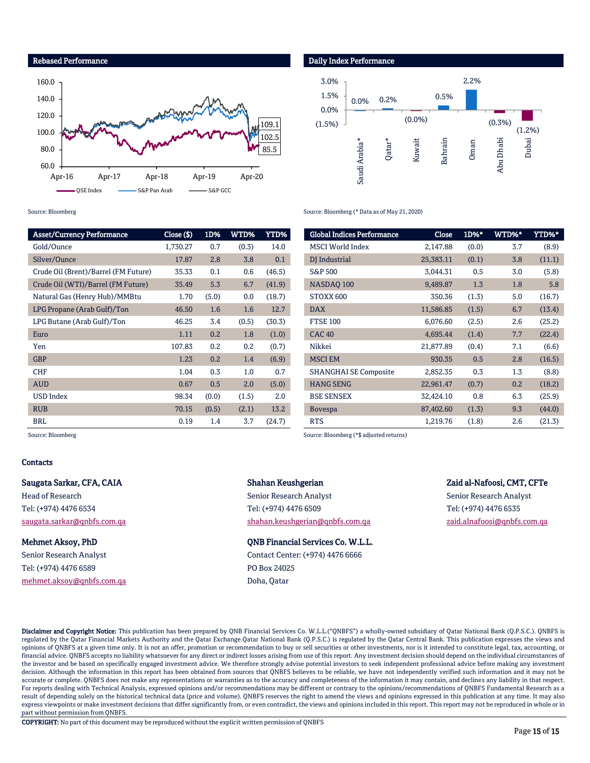## Rebased Performance

160.0
140.0
120.0
100.0
80.0
60.0

Apr-16
Apr-17
Apr-18
Apr-19
Apr-20

109.1
102.5
85.5

QSE Index
S&P Pan Arab
S&P GCC

Source: Bloomberg

## Daily Index Performance

3.0%
1.5%
0.0%
(1.5%)

0.0%
0.2%
(0.0%)
0.5%
2.2%
(0.3%)
(1.2%)

Saudi Arabia*
Qatar*
Kuwait
Bahrain
Oman
Abu Dhabi
Dubai

Source: Bloomberg (* Data as of May 21, 2020)

| Asset/Currency Performance | Close ($) | 1D% | WTD% | YTD% |
|---|---|---|---|---|
| Gold/Ounce | 1,730.27 | 0.7 | (0.3) | 14.0 |
| Silver/Ounce | 17.87 | 2.8 | 3.8 | 0.1 |
| Crude Oil (Brent)/Barrel (FM Future) | 35.33 | 0.1 | 0.6 | (46.5) |
| Crude Oil (WTI)/Barrel (FM Future) | 35.49 | 5.3 | 6.7 | (41.9) |
| Natural Gas (Henry Hub)/MMBtu | 1.70 | (5.0) | 0.0 | (18.7) |
| LPG Propane (Arab Gulf)/Ton | 46.50 | 1.6 | 1.6 | 12.7 |
| LPG Butane (Arab Gulf)/Ton | 46.25 | 3.4 | (0.5) | (30.3) |
| Euro | 1.11 | 0.2 | 1.8 | (1.0) |
| Yen | 107.83 | 0.2 | 0.2 | (0.7) |
| GBP | 1.23 | 0.2 | 1.4 | (6.9) |
| CHF | 1.04 | 0.3 | 1.0 | 0.7 |
| AUD | 0.67 | 0.5 | 2.0 | (5.0) |
| USD Index | 98.34 | (0.0) | (1.5) | 2.0 |
| RUB | 70.15 | (0.5) | (2.1) | 13.2 |
| BRL | 0.19 | 1.4 | 3.7 | (24.7) |

Source: Bloomberg

| Global Indices Performance | Close | 1D%* | WTD%* | YTD%* |
|---|---|---|---|---|
| MSCI World Index | 2,147.88 | (0.0) | 3.7 | (8.9) |
| DJ Industrial | 25,383.11 | (0.1) | 3.8 | (11.1) |
| S&P 500 | 3,044.31 | 0.5 | 3.0 | (5.8) |
| NASDAQ 100 | 9,489.87 | 1.3 | 1.8 | 5.8 |
| STOXX 600 | 350.36 | (1.3) | 5.0 | (16.7) |
| DAX | 11,586.85 | (1.5) | 6.7 | (13.4) |
| FTSE 100 | 6,076.60 | (2.5) | 2.6 | (25.2) |
| CAC 40 | 4,695.44 | (1.4) | 7.7 | (22.4) |
| Nikkei | 21,877.89 | (0.4) | 7.1 | (6.6) |
| MSCI EM | 930.35 | 0.5 | 2.8 | (16.5) |
| SHANGHAI SE Composite | 2,852.35 | 0.3 | 1.3 | (8.8) |
| HANG SENG | 22,961.47 | (0.7) | 0.2 | (18.2) |
| BSE SENSEX | 32,424.10 | 0.8 | 6.3 | (25.9) |
| Bovespa | 87,402.60 | (1.3) | 9.3 | (44.0) |
| RTS | 1,219.76 | (1.8) | 2.6 | (21.3) |

Source: Bloomberg (*$ adjusted returns)

## Contacts

**Saugata Sarkar, CFA, CAIA**
Head of Research
Tel: (+974) 4476 6534
saugata.sarkar@qnbfs.com.qa

**Shahan Keushgerian**
Senior Research Analyst
Tel: (+974) 4476 6509
shahan.keushgerian@qnbfs.com.qa

**Zaid al-Nafoosi, CMT, CFTe**
Senior Research Analyst
Tel: (+974) 4476 6535
zaid.alnafoosi@qnbfs.com.qa

**Mehmet Aksoy, PhD**
Senior Research Analyst
Tel: (+974) 4476 6589
mehmet.aksoy@qnbfs.com.qa

**QNB Financial Services Co. W.L.L.**
Contact Center: (+974) 4476 6666
PO Box 24025
Doha, Qatar

**Disclaimer and Copyright Notice:** This publication has been prepared by QNB Financial Services Co. W.L.L.("QNBFS") a wholly-owned subsidiary of Qatar National Bank (Q.P.S.C.). QNBFS is regulated by the Qatar Financial Markets Authority and the Qatar Exchange.Qatar National Bank (Q.P.S.C.) is regulated by the Qatar Central Bank. This publication expresses the views and opinions of QNBFS at a given time only. It is not an offer, promotion or recommendation to buy or sell securities or other investments, nor is it intended to constitute legal, tax, accounting, or financial advice. QNBFS accepts no liability whatsoever for any direct or indirect losses arising from use of this report. Any investment decision should depend on the individual circumstances of the investor and be based on specifically engaged investment advice. We therefore strongly advise potential investors to seek independent professional advice before making any investment decision. Although the information in this report has been obtained from sources that QNBFS believes to be reliable, we have not independently verified such information and it may not be accurate or complete. QNBFS does not make any representations or warranties as to the accuracy and completeness of the information it may contain, and declines any liability in that respect. For reports dealing with Technical Analysis, expressed opinions and/or recommendations may be different or contrary to the opinions/recommendations of QNBFS Fundamental Research as a result of depending solely on the historical technical data (price and volume). QNBFS reserves the right to amend the views and opinions expressed in this publication at any time. It may also express viewpoints or make investment decisions that differ significantly from, or even contradict, the views and opinions included in this report. This report may not be reproduced in whole or in part without permission from QNBFS.

**COPYRIGHT:** No part of this document may be reproduced without the explicit written permission of QNBFS